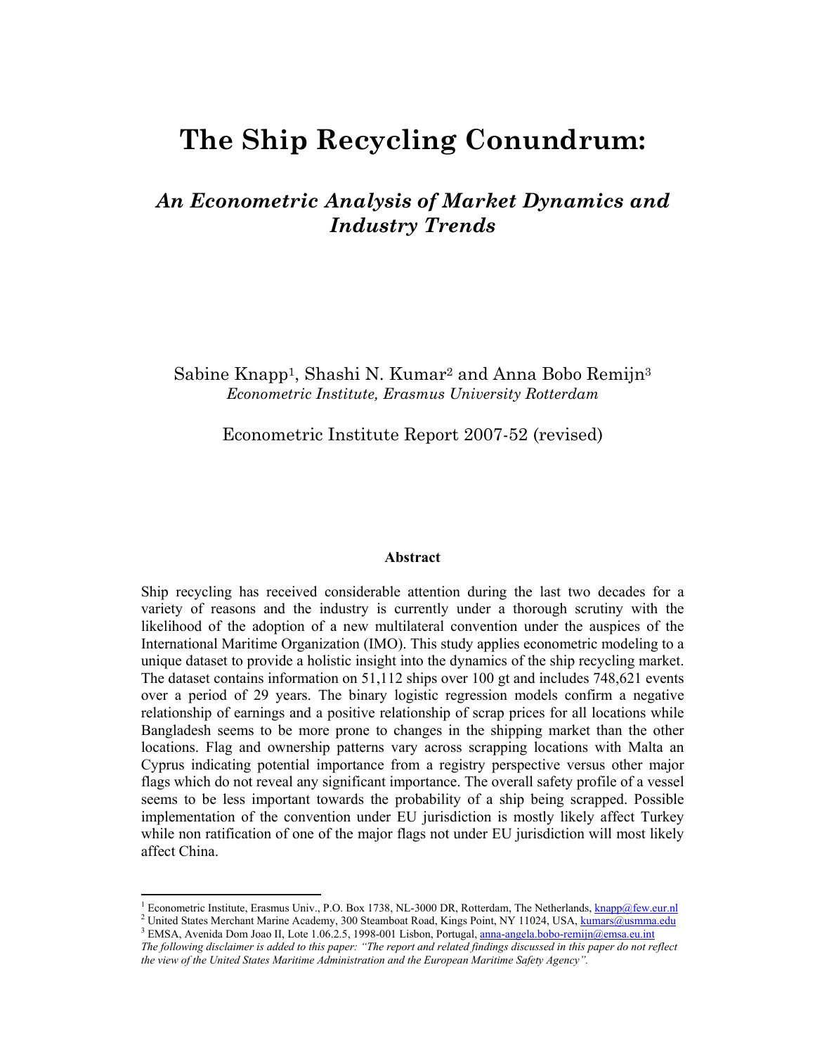# The Ship Recycling Conundrum:

## *An Econometric Analysis of Market Dynamics and Industry Trends*

Sabine Knapp[1], Shashi N. Kumar[2] and Anna Bobo Remijn[3]
*Econometric Institute, Erasmus University Rotterdam*

Econometric Institute Report 2007-52 (revised)

**Abstract**

Ship recycling has received considerable attention during the last two decades for a variety of reasons and the industry is currently under a thorough scrutiny with the likelihood of the adoption of a new multilateral convention under the auspices of the International Maritime Organization (IMO). This study applies econometric modeling to a unique dataset to provide a holistic insight into the dynamics of the ship recycling market. The dataset contains information on 51,112 ships over 100 gt and includes 748,621 events over a period of 29 years. The binary logistic regression models confirm a negative relationship of earnings and a positive relationship of scrap prices for all locations while Bangladesh seems to be more prone to changes in the shipping market than the other locations. Flag and ownership patterns vary across scrapping locations with Malta an Cyprus indicating potential importance from a registry perspective versus other major flags which do not reveal any significant importance. The overall safety profile of a vessel seems to be less important towards the probability of a ship being scrapped. Possible implementation of the convention under EU jurisdiction is mostly likely affect Turkey while non ratification of one of the major flags not under EU jurisdiction will most likely affect China.

---

[1] Econometric Institute, Erasmus Univ., P.O. Box 1738, NL-3000 DR, Rotterdam, The Netherlands, knapp@few.eur.nl

[2] United States Merchant Marine Academy, 300 Steamboat Road, Kings Point, NY 11024, USA, kumars@usmma.edu

[3] EMSA, Avenida Dom Joao II, Lote 1.06.2.5, 1998-001 Lisbon, Portugal, anna-angela.bobo-remijn@emsa.eu.int

*The following disclaimer is added to this paper: "The report and related findings discussed in this paper do not reflect the view of the United States Maritime Administration and the European Maritime Safety Agency".*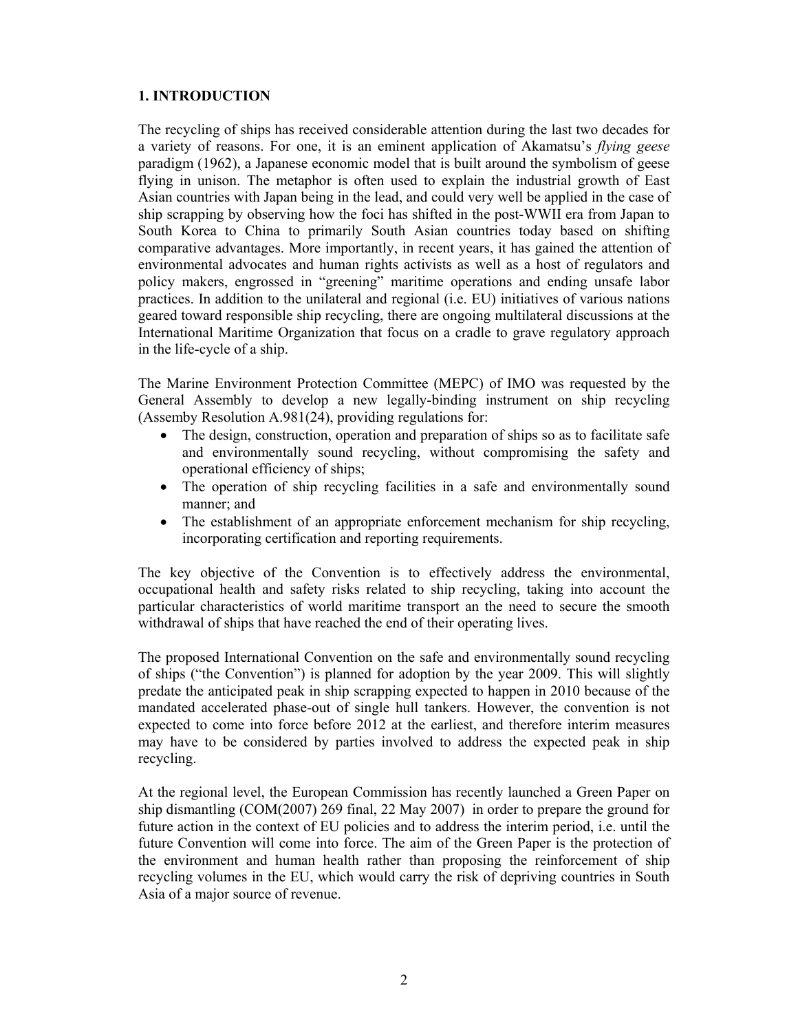## 1. INTRODUCTION

The recycling of ships has received considerable attention during the last two decades for a variety of reasons. For one, it is an eminent application of Akamatsu's *flying geese* paradigm (1962), a Japanese economic model that is built around the symbolism of geese flying in unison. The metaphor is often used to explain the industrial growth of East Asian countries with Japan being in the lead, and could very well be applied in the case of ship scrapping by observing how the foci has shifted in the post-WWII era from Japan to South Korea to China to primarily South Asian countries today based on shifting comparative advantages. More importantly, in recent years, it has gained the attention of environmental advocates and human rights activists as well as a host of regulators and policy makers, engrossed in "greening" maritime operations and ending unsafe labor practices. In addition to the unilateral and regional (i.e. EU) initiatives of various nations geared toward responsible ship recycling, there are ongoing multilateral discussions at the International Maritime Organization that focus on a cradle to grave regulatory approach in the life-cycle of a ship.

The Marine Environment Protection Committee (MEPC) of IMO was requested by the General Assembly to develop a new legally-binding instrument on ship recycling (Assemby Resolution A.981(24), providing regulations for:

- The design, construction, operation and preparation of ships so as to facilitate safe and environmentally sound recycling, without compromising the safety and operational efficiency of ships;
- The operation of ship recycling facilities in a safe and environmentally sound manner; and
- The establishment of an appropriate enforcement mechanism for ship recycling, incorporating certification and reporting requirements.

The key objective of the Convention is to effectively address the environmental, occupational health and safety risks related to ship recycling, taking into account the particular characteristics of world maritime transport an the need to secure the smooth withdrawal of ships that have reached the end of their operating lives.

The proposed International Convention on the safe and environmentally sound recycling of ships ("the Convention") is planned for adoption by the year 2009. This will slightly predate the anticipated peak in ship scrapping expected to happen in 2010 because of the mandated accelerated phase-out of single hull tankers. However, the convention is not expected to come into force before 2012 at the earliest, and therefore interim measures may have to be considered by parties involved to address the expected peak in ship recycling.

At the regional level, the European Commission has recently launched a Green Paper on ship dismantling (COM(2007) 269 final, 22 May 2007) in order to prepare the ground for future action in the context of EU policies and to address the interim period, i.e. until the future Convention will come into force. The aim of the Green Paper is the protection of the environment and human health rather than proposing the reinforcement of ship recycling volumes in the EU, which would carry the risk of depriving countries in South Asia of a major source of revenue.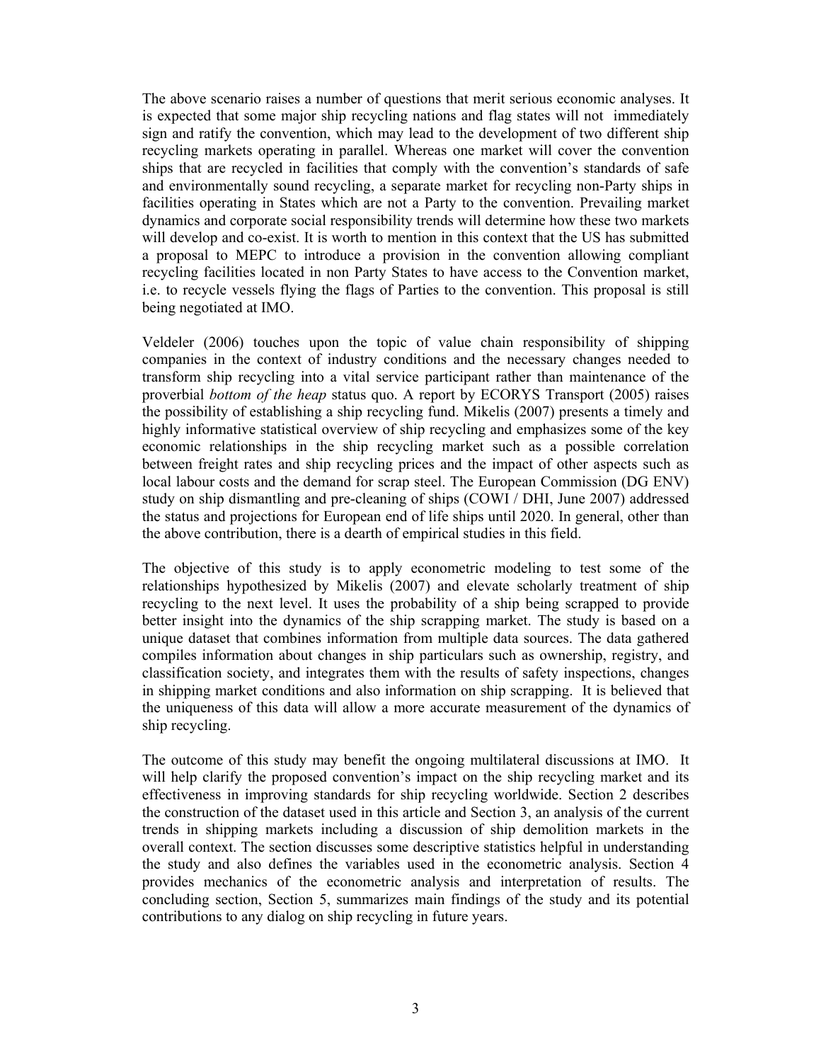The above scenario raises a number of questions that merit serious economic analyses. It is expected that some major ship recycling nations and flag states will not immediately sign and ratify the convention, which may lead to the development of two different ship recycling markets operating in parallel. Whereas one market will cover the convention ships that are recycled in facilities that comply with the convention's standards of safe and environmentally sound recycling, a separate market for recycling non-Party ships in facilities operating in States which are not a Party to the convention. Prevailing market dynamics and corporate social responsibility trends will determine how these two markets will develop and co-exist. It is worth to mention in this context that the US has submitted a proposal to MEPC to introduce a provision in the convention allowing compliant recycling facilities located in non Party States to have access to the Convention market, i.e. to recycle vessels flying the flags of Parties to the convention. This proposal is still being negotiated at IMO.

Veldeler (2006) touches upon the topic of value chain responsibility of shipping companies in the context of industry conditions and the necessary changes needed to transform ship recycling into a vital service participant rather than maintenance of the proverbial *bottom of the heap* status quo. A report by ECORYS Transport (2005) raises the possibility of establishing a ship recycling fund. Mikelis (2007) presents a timely and highly informative statistical overview of ship recycling and emphasizes some of the key economic relationships in the ship recycling market such as a possible correlation between freight rates and ship recycling prices and the impact of other aspects such as local labour costs and the demand for scrap steel. The European Commission (DG ENV) study on ship dismantling and pre-cleaning of ships (COWI / DHI, June 2007) addressed the status and projections for European end of life ships until 2020. In general, other than the above contribution, there is a dearth of empirical studies in this field.

The objective of this study is to apply econometric modeling to test some of the relationships hypothesized by Mikelis (2007) and elevate scholarly treatment of ship recycling to the next level. It uses the probability of a ship being scrapped to provide better insight into the dynamics of the ship scrapping market. The study is based on a unique dataset that combines information from multiple data sources. The data gathered compiles information about changes in ship particulars such as ownership, registry, and classification society, and integrates them with the results of safety inspections, changes in shipping market conditions and also information on ship scrapping. It is believed that the uniqueness of this data will allow a more accurate measurement of the dynamics of ship recycling.

The outcome of this study may benefit the ongoing multilateral discussions at IMO. It will help clarify the proposed convention's impact on the ship recycling market and its effectiveness in improving standards for ship recycling worldwide. Section 2 describes the construction of the dataset used in this article and Section 3, an analysis of the current trends in shipping markets including a discussion of ship demolition markets in the overall context. The section discusses some descriptive statistics helpful in understanding the study and also defines the variables used in the econometric analysis. Section 4 provides mechanics of the econometric analysis and interpretation of results. The concluding section, Section 5, summarizes main findings of the study and its potential contributions to any dialog on ship recycling in future years.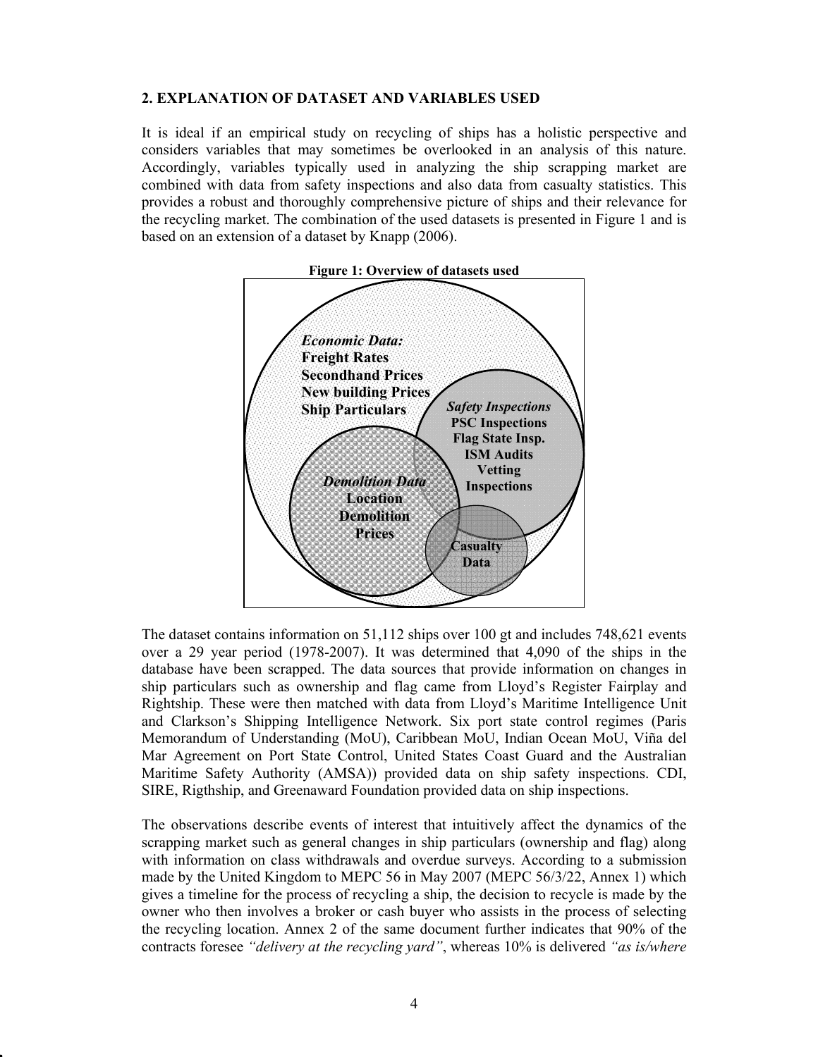## 2. EXPLANATION OF DATASET AND VARIABLES USED

It is ideal if an empirical study on recycling of ships has a holistic perspective and considers variables that may sometimes be overlooked in an analysis of this nature. Accordingly, variables typically used in analyzing the ship scrapping market are combined with data from safety inspections and also data from casualty statistics. This provides a robust and thoroughly comprehensive picture of ships and their relevance for the recycling market. The combination of the used datasets is presented in Figure 1 and is based on an extension of a dataset by Knapp (2006).

**Figure 1: Overview of datasets used**

*Economic Data:*
**Freight Rates**
**Secondhand Prices**
**New building Prices**
**Ship Particulars**

*Safety Inspections*
**PSC Inspections**
**Flag State Insp.**
**ISM Audits**
**Vetting Inspections**

*Demolition Data*
**Location**
**Demolition Prices**

**Casualty Data**

The dataset contains information on 51,112 ships over 100 gt and includes 748,621 events over a 29 year period (1978-2007). It was determined that 4,090 of the ships in the database have been scrapped. The data sources that provide information on changes in ship particulars such as ownership and flag came from Lloyd's Register Fairplay and Rightship. These were then matched with data from Lloyd's Maritime Intelligence Unit and Clarkson's Shipping Intelligence Network. Six port state control regimes (Paris Memorandum of Understanding (MoU), Caribbean MoU, Indian Ocean MoU, Viña del Mar Agreement on Port State Control, United States Coast Guard and the Australian Maritime Safety Authority (AMSA)) provided data on ship safety inspections. CDI, SIRE, Rigthship, and Greenaward Foundation provided data on ship inspections.

The observations describe events of interest that intuitively affect the dynamics of the scrapping market such as general changes in ship particulars (ownership and flag) along with information on class withdrawals and overdue surveys. According to a submission made by the United Kingdom to MEPC 56 in May 2007 (MEPC 56/3/22, Annex 1) which gives a timeline for the process of recycling a ship, the decision to recycle is made by the owner who then involves a broker or cash buyer who assists in the process of selecting the recycling location. Annex 2 of the same document further indicates that 90% of the contracts foresee *"delivery at the recycling yard"*, whereas 10% is delivered *"as is/where*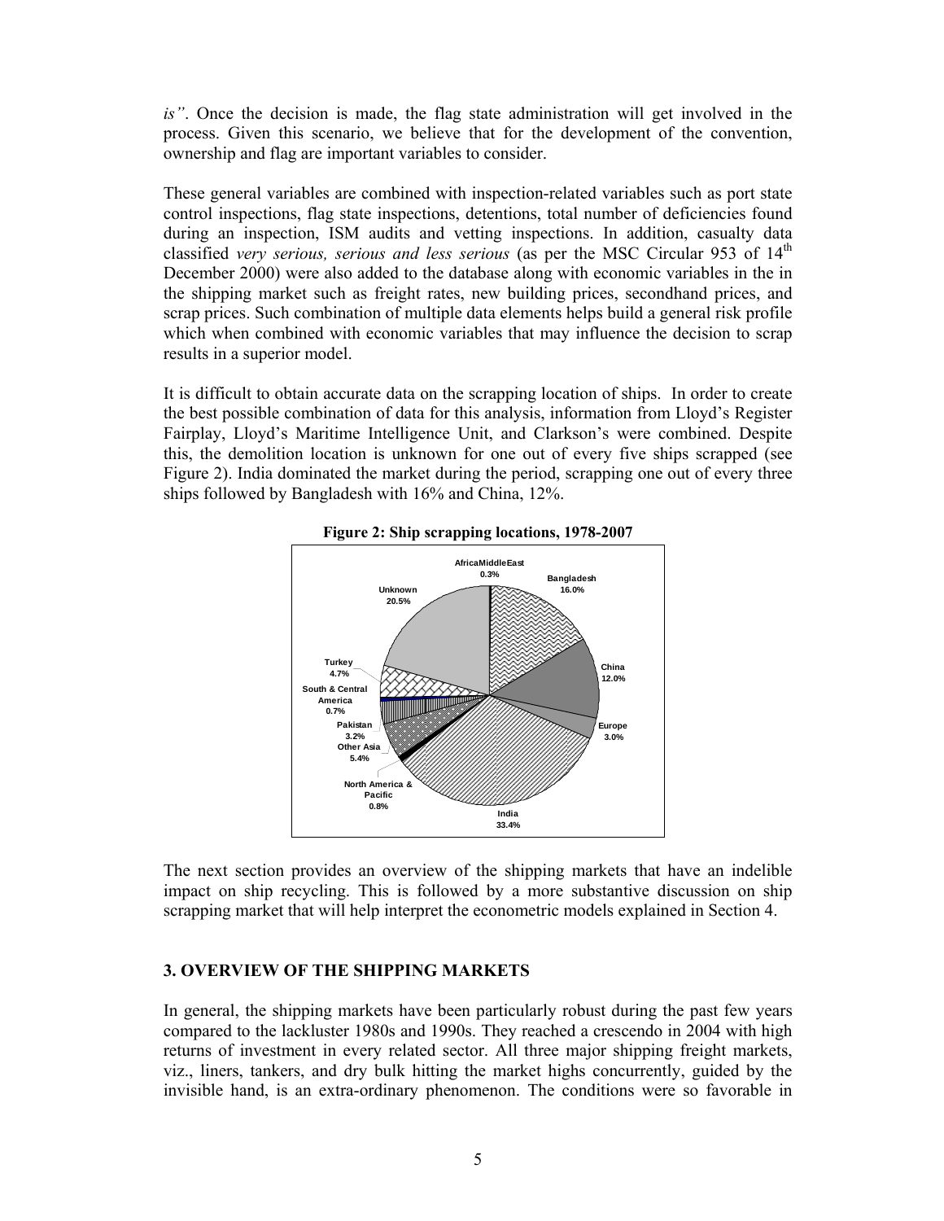*is"*. Once the decision is made, the flag state administration will get involved in the process. Given this scenario, we believe that for the development of the convention, ownership and flag are important variables to consider.

These general variables are combined with inspection-related variables such as port state control inspections, flag state inspections, detentions, total number of deficiencies found during an inspection, ISM audits and vetting inspections. In addition, casualty data classified *very serious, serious and less serious* (as per the MSC Circular 953 of 14th December 2000) were also added to the database along with economic variables in the in the shipping market such as freight rates, new building prices, secondhand prices, and scrap prices. Such combination of multiple data elements helps build a general risk profile which when combined with economic variables that may influence the decision to scrap results in a superior model.

It is difficult to obtain accurate data on the scrapping location of ships. In order to create the best possible combination of data for this analysis, information from Lloyd's Register Fairplay, Lloyd's Maritime Intelligence Unit, and Clarkson's were combined. Despite this, the demolition location is unknown for one out of every five ships scrapped (see Figure 2). India dominated the market during the period, scrapping one out of every three ships followed by Bangladesh with 16% and China, 12%.

**Figure 2: Ship scrapping locations, 1978-2007**

| Location | Share |
|---|---|
| AfricaMiddleEast | 0.3% |
| Bangladesh | 16.0% |
| China | 12.0% |
| Europe | 3.0% |
| India | 33.4% |
| North America & Pacific | 0.8% |
| Other Asia | 5.4% |
| Pakistan | 3.2% |
| South & Central America | 0.7% |
| Turkey | 4.7% |
| Unknown | 20.5% |

The next section provides an overview of the shipping markets that have an indelible impact on ship recycling. This is followed by a more substantive discussion on ship scrapping market that will help interpret the econometric models explained in Section 4.

## 3. OVERVIEW OF THE SHIPPING MARKETS

In general, the shipping markets have been particularly robust during the past few years compared to the lackluster 1980s and 1990s. They reached a crescendo in 2004 with high returns of investment in every related sector. All three major shipping freight markets, viz., liners, tankers, and dry bulk hitting the market highs concurrently, guided by the invisible hand, is an extra-ordinary phenomenon. The conditions were so favorable in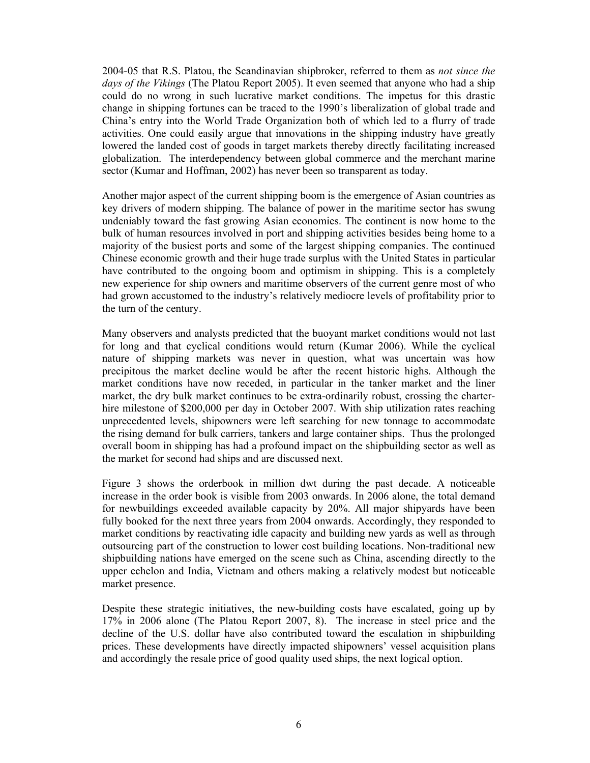2004-05 that R.S. Platou, the Scandinavian shipbroker, referred to them as *not since the days of the Vikings* (The Platou Report 2005). It even seemed that anyone who had a ship could do no wrong in such lucrative market conditions. The impetus for this drastic change in shipping fortunes can be traced to the 1990's liberalization of global trade and China's entry into the World Trade Organization both of which led to a flurry of trade activities. One could easily argue that innovations in the shipping industry have greatly lowered the landed cost of goods in target markets thereby directly facilitating increased globalization. The interdependency between global commerce and the merchant marine sector (Kumar and Hoffman, 2002) has never been so transparent as today.

Another major aspect of the current shipping boom is the emergence of Asian countries as key drivers of modern shipping. The balance of power in the maritime sector has swung undeniably toward the fast growing Asian economies. The continent is now home to the bulk of human resources involved in port and shipping activities besides being home to a majority of the busiest ports and some of the largest shipping companies. The continued Chinese economic growth and their huge trade surplus with the United States in particular have contributed to the ongoing boom and optimism in shipping. This is a completely new experience for ship owners and maritime observers of the current genre most of who had grown accustomed to the industry's relatively mediocre levels of profitability prior to the turn of the century.

Many observers and analysts predicted that the buoyant market conditions would not last for long and that cyclical conditions would return (Kumar 2006). While the cyclical nature of shipping markets was never in question, what was uncertain was how precipitous the market decline would be after the recent historic highs. Although the market conditions have now receded, in particular in the tanker market and the liner market, the dry bulk market continues to be extra-ordinarily robust, crossing the charter-hire milestone of $200,000 per day in October 2007. With ship utilization rates reaching unprecedented levels, shipowners were left searching for new tonnage to accommodate the rising demand for bulk carriers, tankers and large container ships. Thus the prolonged overall boom in shipping has had a profound impact on the shipbuilding sector as well as the market for second had ships and are discussed next.

Figure 3 shows the orderbook in million dwt during the past decade. A noticeable increase in the order book is visible from 2003 onwards. In 2006 alone, the total demand for newbuildings exceeded available capacity by 20%. All major shipyards have been fully booked for the next three years from 2004 onwards. Accordingly, they responded to market conditions by reactivating idle capacity and building new yards as well as through outsourcing part of the construction to lower cost building locations. Non-traditional new shipbuilding nations have emerged on the scene such as China, ascending directly to the upper echelon and India, Vietnam and others making a relatively modest but noticeable market presence.

Despite these strategic initiatives, the new-building costs have escalated, going up by 17% in 2006 alone (The Platou Report 2007, 8). The increase in steel price and the decline of the U.S. dollar have also contributed toward the escalation in shipbuilding prices. These developments have directly impacted shipowners' vessel acquisition plans and accordingly the resale price of good quality used ships, the next logical option.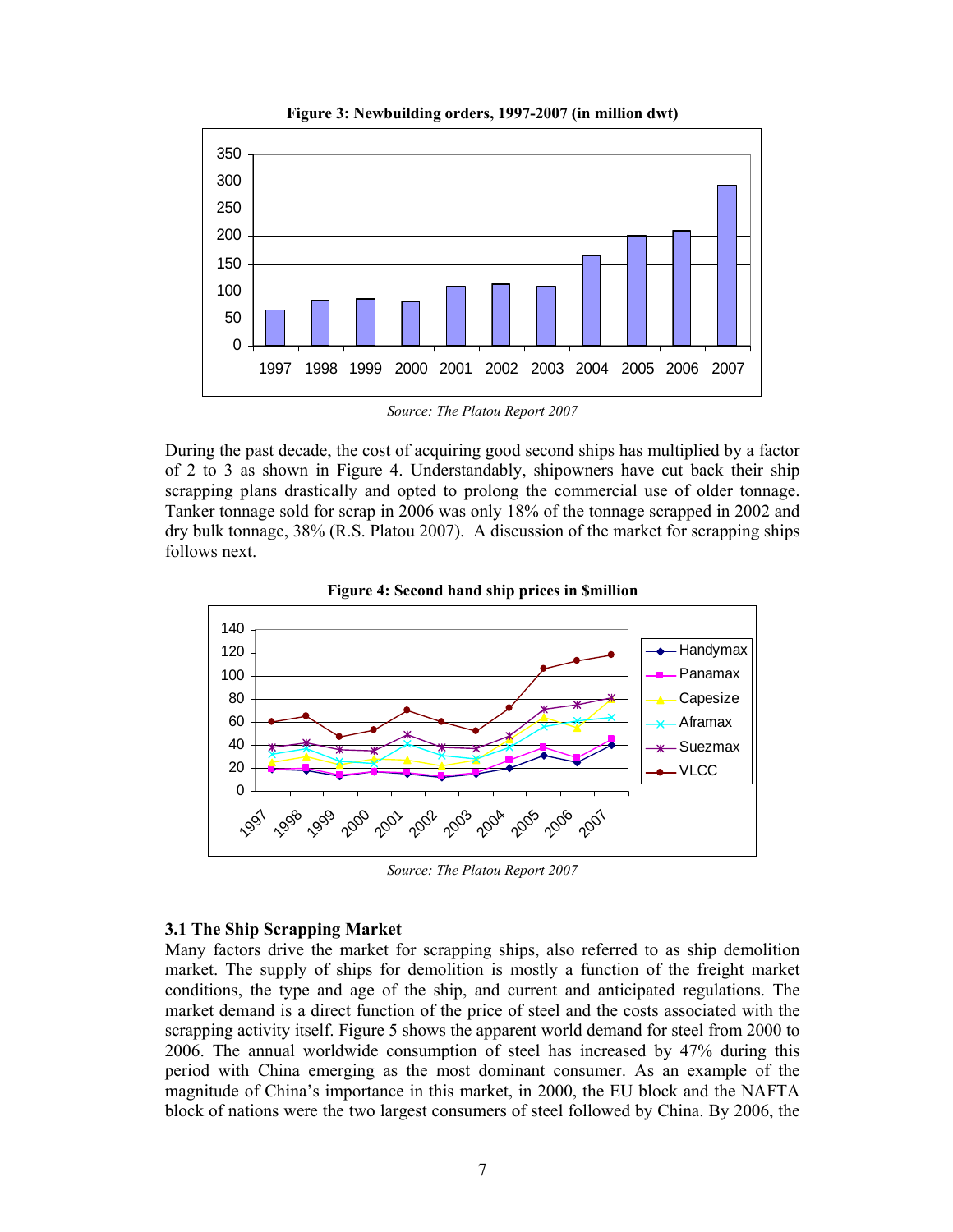**Figure 3: Newbuilding orders, 1997-2007 (in million dwt)**

*Source: The Platou Report 2007*

During the past decade, the cost of acquiring good second ships has multiplied by a factor of 2 to 3 as shown in Figure 4. Understandably, shipowners have cut back their ship scrapping plans drastically and opted to prolong the commercial use of older tonnage. Tanker tonnage sold for scrap in 2006 was only 18% of the tonnage scrapped in 2002 and dry bulk tonnage, 38% (R.S. Platou 2007). A discussion of the market for scrapping ships follows next.

**Figure 4: Second hand ship prices in $million**

*Source: The Platou Report 2007*

### 3.1 The Ship Scrapping Market

Many factors drive the market for scrapping ships, also referred to as ship demolition market. The supply of ships for demolition is mostly a function of the freight market conditions, the type and age of the ship, and current and anticipated regulations. The market demand is a direct function of the price of steel and the costs associated with the scrapping activity itself. Figure 5 shows the apparent world demand for steel from 2000 to 2006. The annual worldwide consumption of steel has increased by 47% during this period with China emerging as the most dominant consumer. As an example of the magnitude of China's importance in this market, in 2000, the EU block and the NAFTA block of nations were the two largest consumers of steel followed by China. By 2006, the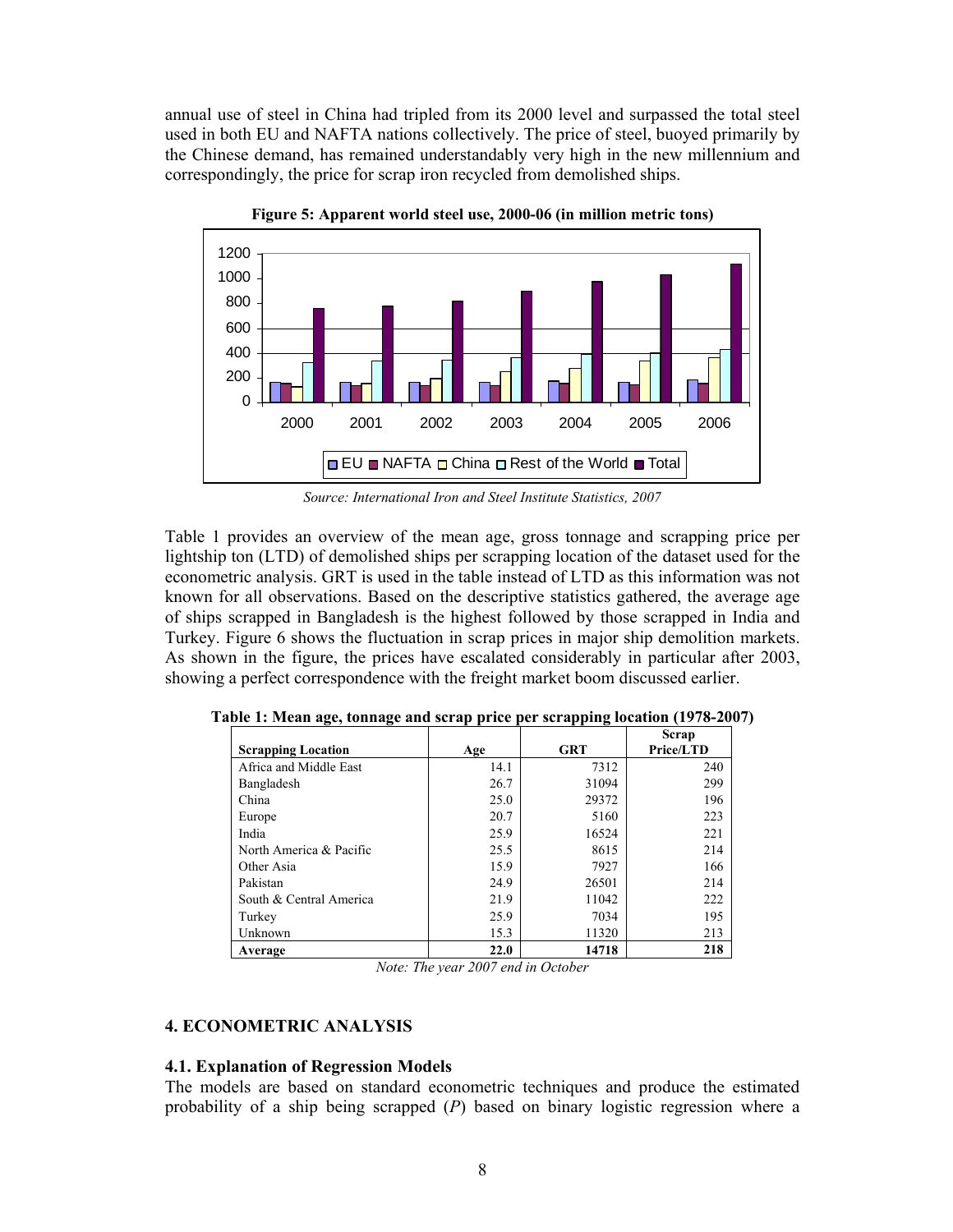annual use of steel in China had tripled from its 2000 level and surpassed the total steel used in both EU and NAFTA nations collectively. The price of steel, buoyed primarily by the Chinese demand, has remained understandably very high in the new millennium and correspondingly, the price for scrap iron recycled from demolished ships.

**Figure 5: Apparent world steel use, 2000-06 (in million metric tons)**

*Source: International Iron and Steel Institute Statistics, 2007*

Table 1 provides an overview of the mean age, gross tonnage and scrapping price per lightship ton (LTD) of demolished ships per scrapping location of the dataset used for the econometric analysis. GRT is used in the table instead of LTD as this information was not known for all observations. Based on the descriptive statistics gathered, the average age of ships scrapped in Bangladesh is the highest followed by those scrapped in India and Turkey. Figure 6 shows the fluctuation in scrap prices in major ship demolition markets. As shown in the figure, the prices have escalated considerably in particular after 2003, showing a perfect correspondence with the freight market boom discussed earlier.

**Table 1: Mean age, tonnage and scrap price per scrapping location (1978-2007)**

| Scrapping Location | Age | GRT | Scrap Price/LTD |
|---|---|---|---|
| Africa and Middle East | 14.1 | 7312 | 240 |
| Bangladesh | 26.7 | 31094 | 299 |
| China | 25.0 | 29372 | 196 |
| Europe | 20.7 | 5160 | 223 |
| India | 25.9 | 16524 | 221 |
| North America & Pacific | 25.5 | 8615 | 214 |
| Other Asia | 15.9 | 7927 | 166 |
| Pakistan | 24.9 | 26501 | 214 |
| South & Central America | 21.9 | 11042 | 222 |
| Turkey | 25.9 | 7034 | 195 |
| Unknown | 15.3 | 11320 | 213 |
| **Average** | **22.0** | **14718** | **218** |

*Note: The year 2007 end in October*

## 4. ECONOMETRIC ANALYSIS

### 4.1. Explanation of Regression Models

The models are based on standard econometric techniques and produce the estimated probability of a ship being scrapped ($P$) based on binary logistic regression where a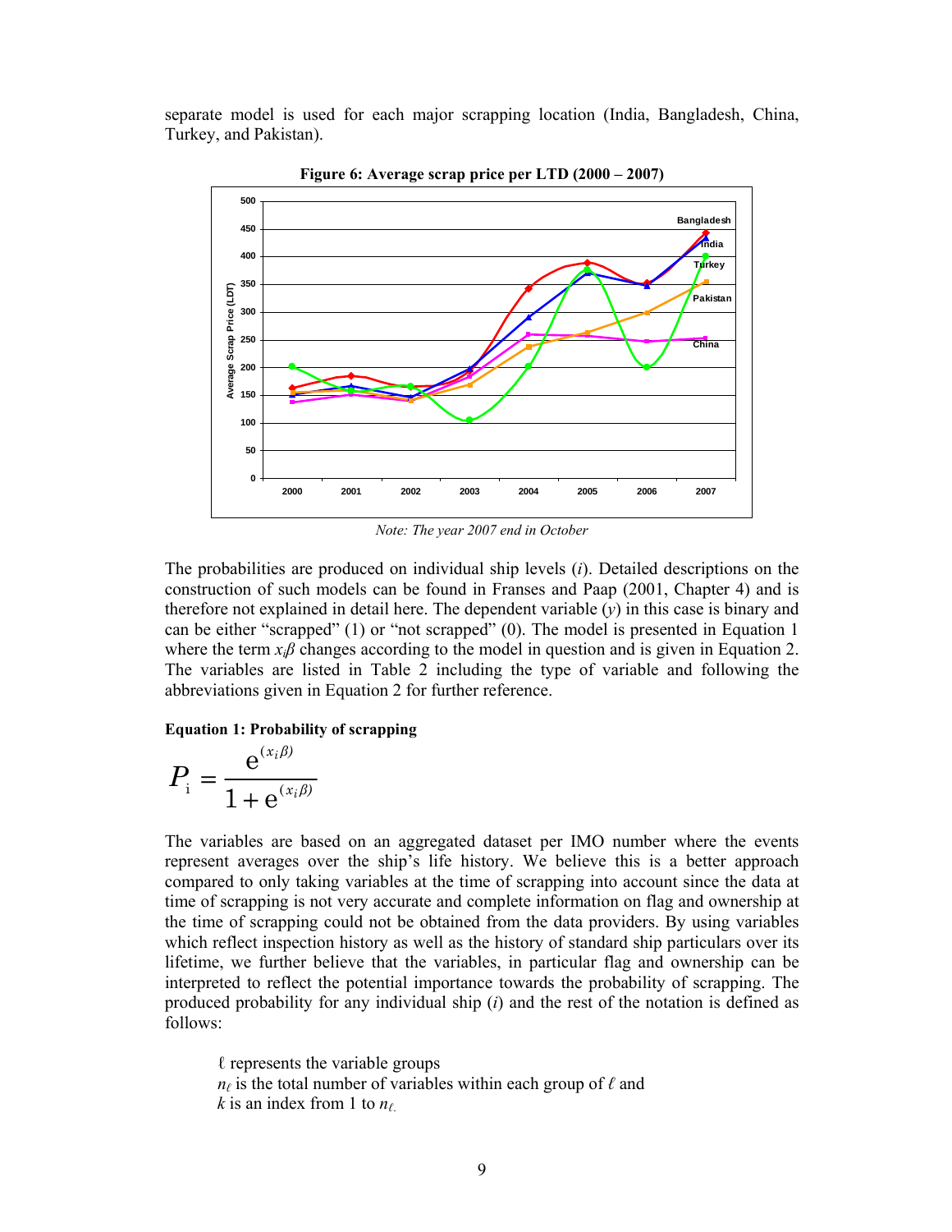separate model is used for each major scrapping location (India, Bangladesh, China, Turkey, and Pakistan).

**Figure 6: Average scrap price per LTD (2000 – 2007)**

*Note: The year 2007 end in October*

The probabilities are produced on individual ship levels ($i$). Detailed descriptions on the construction of such models can be found in Franses and Paap (2001, Chapter 4) and is therefore not explained in detail here. The dependent variable ($y$) in this case is binary and can be either "scrapped" (1) or "not scrapped" (0). The model is presented in Equation 1 where the term $x_i\beta$ changes according to the model in question and is given in Equation 2. The variables are listed in Table 2 including the type of variable and following the abbreviations given in Equation 2 for further reference.

**Equation 1: Probability of scrapping**

$$P_i = \frac{e^{(x_i\beta)}}{1 + e^{(x_i\beta)}}$$

The variables are based on an aggregated dataset per IMO number where the events represent averages over the ship's life history. We believe this is a better approach compared to only taking variables at the time of scrapping into account since the data at time of scrapping is not very accurate and complete information on flag and ownership at the time of scrapping could not be obtained from the data providers. By using variables which reflect inspection history as well as the history of standard ship particulars over its lifetime, we further believe that the variables, in particular flag and ownership can be interpreted to reflect the potential importance towards the probability of scrapping. The produced probability for any individual ship ($i$) and the rest of the notation is defined as follows:

$\ell$ represents the variable groups
$n_\ell$ is the total number of variables within each group of $\ell$ and
$k$ is an index from 1 to $n_\ell$.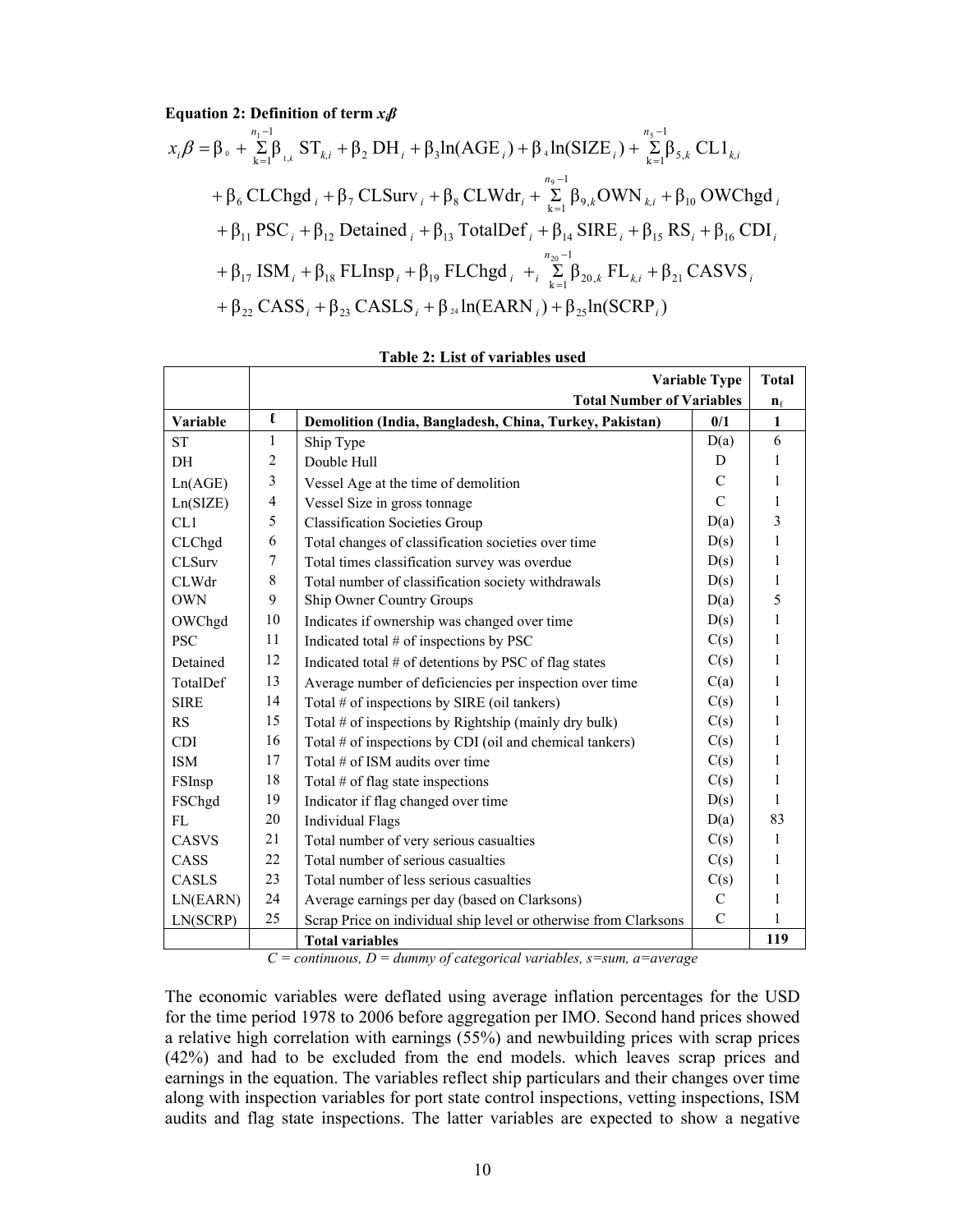**Equation 2: Definition of term $x_i\beta$**

$$
\begin{aligned}
x_i\beta = \beta_0 &+ \sum_{k=1}^{n_1-1}\beta_{1,k}\,\mathrm{ST}_{k,i} + \beta_2\,\mathrm{DH}_i + \beta_3\ln(\mathrm{AGE}_i) + \beta_4\ln(\mathrm{SIZE}_i) + \sum_{k=1}^{n_5-1}\beta_{5,k}\,\mathrm{CL1}_{k,i} \\
&+ \beta_6\,\mathrm{CLChgd}_i + \beta_7\,\mathrm{CLSurv}_i + \beta_8\,\mathrm{CLWdr}_i + \sum_{k=1}^{n_9-1}\beta_{9,k}\mathrm{OWN}_{k,i} + \beta_{10}\,\mathrm{OWChgd}_i \\
&+ \beta_{11}\,\mathrm{PSC}_i + \beta_{12}\,\mathrm{Detained}_i + \beta_{13}\,\mathrm{TotalDef}_i + \beta_{14}\,\mathrm{SIRE}_i + \beta_{15}\,\mathrm{RS}_i + \beta_{16}\,\mathrm{CDI}_i \\
&+ \beta_{17}\,\mathrm{ISM}_i + \beta_{18}\,\mathrm{FLInsp}_i + \beta_{19}\,\mathrm{FLChgd}_i + _i\sum_{k=1}^{n_{20}-1}\beta_{20,k}\,\mathrm{FL}_{k,i} + \beta_{21}\,\mathrm{CASVS}_i \\
&+ \beta_{22}\,\mathrm{CASS}_i + \beta_{23}\,\mathrm{CASLS}_i + \beta_{24}\ln(\mathrm{EARN}_i) + \beta_{25}\ln(\mathrm{SCRP}_i)
\end{aligned}
$$

**Table 2: List of variables used**

| | | Variable Type | | Total |
|---|---|---|---|---|
| | | Total Number of Variables | | $n_\ell$ |
| **Variable** | **ℓ** | **Demolition (India, Bangladesh, China, Turkey, Pakistan)** | **0/1** | **1** |
| ST | 1 | Ship Type | D(a) | 6 |
| DH | 2 | Double Hull | D | 1 |
| Ln(AGE) | 3 | Vessel Age at the time of demolition | C | 1 |
| Ln(SIZE) | 4 | Vessel Size in gross tonnage | C | 1 |
| CL1 | 5 | Classification Societies Group | D(a) | 3 |
| CLChgd | 6 | Total changes of classification societies over time | D(s) | 1 |
| CLSurv | 7 | Total times classification survey was overdue | D(s) | 1 |
| CLWdr | 8 | Total number of classification society withdrawals | D(s) | 1 |
| OWN | 9 | Ship Owner Country Groups | D(a) | 5 |
| OWChgd | 10 | Indicates if ownership was changed over time | D(s) | 1 |
| PSC | 11 | Indicated total # of inspections by PSC | C(s) | 1 |
| Detained | 12 | Indicated total # of detentions by PSC of flag states | C(s) | 1 |
| TotalDef | 13 | Average number of deficiencies per inspection over time | C(a) | 1 |
| SIRE | 14 | Total # of inspections by SIRE (oil tankers) | C(s) | 1 |
| RS | 15 | Total # of inspections by Rightship (mainly dry bulk) | C(s) | 1 |
| CDI | 16 | Total # of inspections by CDI (oil and chemical tankers) | C(s) | 1 |
| ISM | 17 | Total # of ISM audits over time | C(s) | 1 |
| FSInsp | 18 | Total # of flag state inspections | C(s) | 1 |
| FSChgd | 19 | Indicator if flag changed over time | D(s) | 1 |
| FL | 20 | Individual Flags | D(a) | 83 |
| CASVS | 21 | Total number of very serious casualties | C(s) | 1 |
| CASS | 22 | Total number of serious casualties | C(s) | 1 |
| CASLS | 23 | Total number of less serious casualties | C(s) | 1 |
| LN(EARN) | 24 | Average earnings per day (based on Clarksons) | C | 1 |
| LN(SCRP) | 25 | Scrap Price on individual ship level or otherwise from Clarksons | C | 1 |
| | | **Total variables** | | **119** |

*C = continuous, D = dummy of categorical variables, s=sum, a=average*

The economic variables were deflated using average inflation percentages for the USD for the time period 1978 to 2006 before aggregation per IMO. Second hand prices showed a relative high correlation with earnings (55%) and newbuilding prices with scrap prices (42%) and had to be excluded from the end models. which leaves scrap prices and earnings in the equation. The variables reflect ship particulars and their changes over time along with inspection variables for port state control inspections, vetting inspections, ISM audits and flag state inspections. The latter variables are expected to show a negative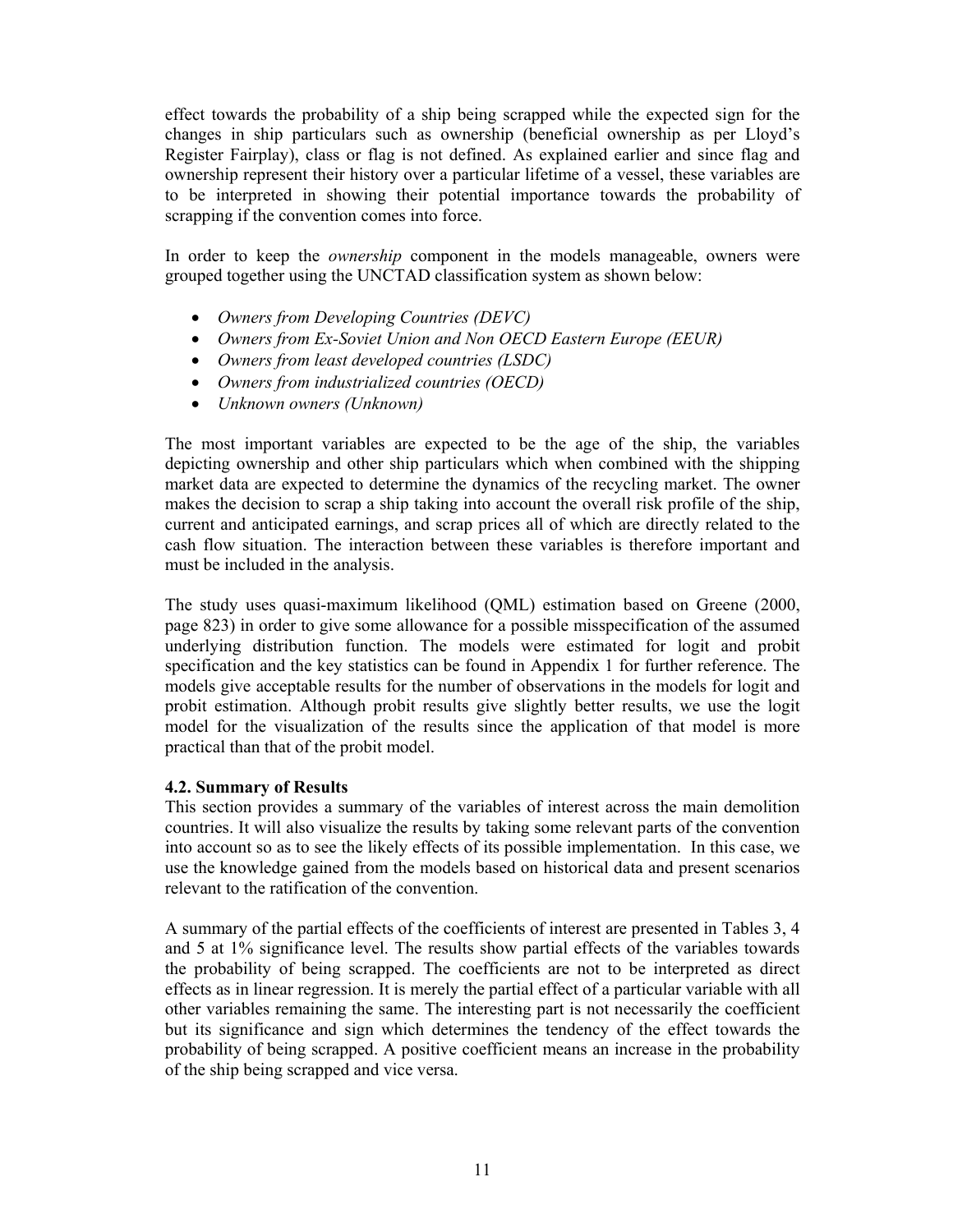effect towards the probability of a ship being scrapped while the expected sign for the changes in ship particulars such as ownership (beneficial ownership as per Lloyd's Register Fairplay), class or flag is not defined. As explained earlier and since flag and ownership represent their history over a particular lifetime of a vessel, these variables are to be interpreted in showing their potential importance towards the probability of scrapping if the convention comes into force.

In order to keep the *ownership* component in the models manageable, owners were grouped together using the UNCTAD classification system as shown below:

- *Owners from Developing Countries (DEVC)*
- *Owners from Ex-Soviet Union and Non OECD Eastern Europe (EEUR)*
- *Owners from least developed countries (LSDC)*
- *Owners from industrialized countries (OECD)*
- *Unknown owners (Unknown)*

The most important variables are expected to be the age of the ship, the variables depicting ownership and other ship particulars which when combined with the shipping market data are expected to determine the dynamics of the recycling market. The owner makes the decision to scrap a ship taking into account the overall risk profile of the ship, current and anticipated earnings, and scrap prices all of which are directly related to the cash flow situation. The interaction between these variables is therefore important and must be included in the analysis.

The study uses quasi-maximum likelihood (QML) estimation based on Greene (2000, page 823) in order to give some allowance for a possible misspecification of the assumed underlying distribution function. The models were estimated for logit and probit specification and the key statistics can be found in Appendix 1 for further reference. The models give acceptable results for the number of observations in the models for logit and probit estimation. Although probit results give slightly better results, we use the logit model for the visualization of the results since the application of that model is more practical than that of the probit model.

### 4.2. Summary of Results

This section provides a summary of the variables of interest across the main demolition countries. It will also visualize the results by taking some relevant parts of the convention into account so as to see the likely effects of its possible implementation. In this case, we use the knowledge gained from the models based on historical data and present scenarios relevant to the ratification of the convention.

A summary of the partial effects of the coefficients of interest are presented in Tables 3, 4 and 5 at 1% significance level. The results show partial effects of the variables towards the probability of being scrapped. The coefficients are not to be interpreted as direct effects as in linear regression. It is merely the partial effect of a particular variable with all other variables remaining the same. The interesting part is not necessarily the coefficient but its significance and sign which determines the tendency of the effect towards the probability of being scrapped. A positive coefficient means an increase in the probability of the ship being scrapped and vice versa.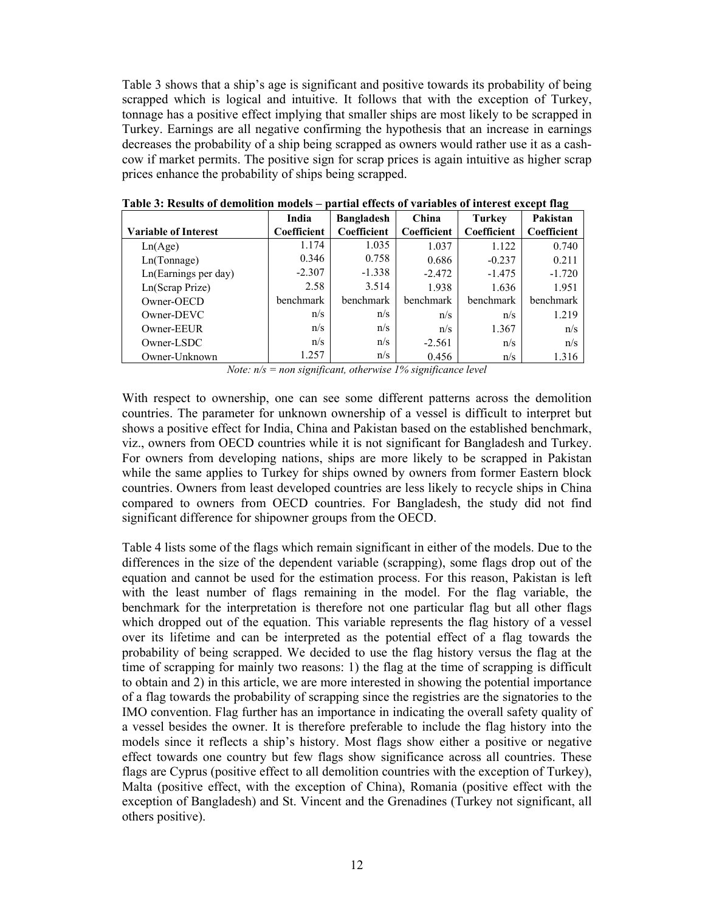Table 3 shows that a ship's age is significant and positive towards its probability of being scrapped which is logical and intuitive. It follows that with the exception of Turkey, tonnage has a positive effect implying that smaller ships are most likely to be scrapped in Turkey. Earnings are all negative confirming the hypothesis that an increase in earnings decreases the probability of a ship being scrapped as owners would rather use it as a cash-cow if market permits. The positive sign for scrap prices is again intuitive as higher scrap prices enhance the probability of ships being scrapped.

**Table 3: Results of demolition models – partial effects of variables of interest except flag**

| Variable of Interest | India Coefficient | Bangladesh Coefficient | China Coefficient | Turkey Coefficient | Pakistan Coefficient |
|---|---|---|---|---|---|
| Ln(Age) | 1.174 | 1.035 | 1.037 | 1.122 | 0.740 |
| Ln(Tonnage) | 0.346 | 0.758 | 0.686 | -0.237 | 0.211 |
| Ln(Earnings per day) | -2.307 | -1.338 | -2.472 | -1.475 | -1.720 |
| Ln(Scrap Prize) | 2.58 | 3.514 | 1.938 | 1.636 | 1.951 |
| Owner-OECD | benchmark | benchmark | benchmark | benchmark | benchmark |
| Owner-DEVC | n/s | n/s | n/s | n/s | 1.219 |
| Owner-EEUR | n/s | n/s | n/s | 1.367 | n/s |
| Owner-LSDC | n/s | n/s | -2.561 | n/s | n/s |
| Owner-Unknown | 1.257 | n/s | 0.456 | n/s | 1.316 |

*Note: n/s = non significant, otherwise 1% significance level*

With respect to ownership, one can see some different patterns across the demolition countries. The parameter for unknown ownership of a vessel is difficult to interpret but shows a positive effect for India, China and Pakistan based on the established benchmark, viz., owners from OECD countries while it is not significant for Bangladesh and Turkey. For owners from developing nations, ships are more likely to be scrapped in Pakistan while the same applies to Turkey for ships owned by owners from former Eastern block countries. Owners from least developed countries are less likely to recycle ships in China compared to owners from OECD countries. For Bangladesh, the study did not find significant difference for shipowner groups from the OECD.

Table 4 lists some of the flags which remain significant in either of the models. Due to the differences in the size of the dependent variable (scrapping), some flags drop out of the equation and cannot be used for the estimation process. For this reason, Pakistan is left with the least number of flags remaining in the model. For the flag variable, the benchmark for the interpretation is therefore not one particular flag but all other flags which dropped out of the equation. This variable represents the flag history of a vessel over its lifetime and can be interpreted as the potential effect of a flag towards the probability of being scrapped. We decided to use the flag history versus the flag at the time of scrapping for mainly two reasons: 1) the flag at the time of scrapping is difficult to obtain and 2) in this article, we are more interested in showing the potential importance of a flag towards the probability of scrapping since the registries are the signatories to the IMO convention. Flag further has an importance in indicating the overall safety quality of a vessel besides the owner. It is therefore preferable to include the flag history into the models since it reflects a ship's history. Most flags show either a positive or negative effect towards one country but few flags show significance across all countries. These flags are Cyprus (positive effect to all demolition countries with the exception of Turkey), Malta (positive effect, with the exception of China), Romania (positive effect with the exception of Bangladesh) and St. Vincent and the Grenadines (Turkey not significant, all others positive).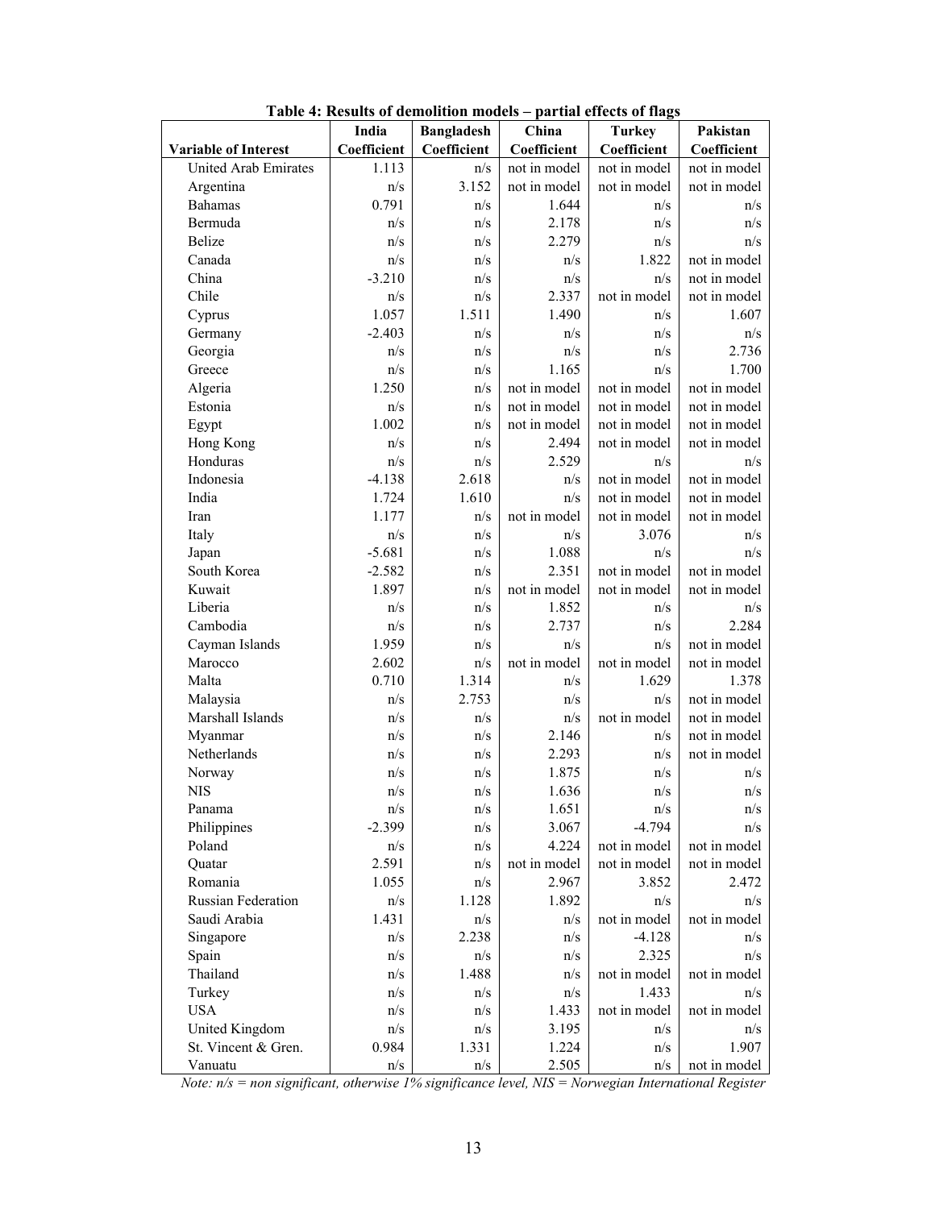**Table 4: Results of demolition models – partial effects of flags**

| | India | Bangladesh | China | Turkey | Pakistan |
|---|---|---|---|---|---|
| **Variable of Interest** | **Coefficient** | **Coefficient** | **Coefficient** | **Coefficient** | **Coefficient** |
| United Arab Emirates | 1.113 | n/s | not in model | not in model | not in model |
| Argentina | n/s | 3.152 | not in model | not in model | not in model |
| Bahamas | 0.791 | n/s | 1.644 | n/s | n/s |
| Bermuda | n/s | n/s | 2.178 | n/s | n/s |
| Belize | n/s | n/s | 2.279 | n/s | n/s |
| Canada | n/s | n/s | n/s | 1.822 | not in model |
| China | -3.210 | n/s | n/s | n/s | not in model |
| Chile | n/s | n/s | 2.337 | not in model | not in model |
| Cyprus | 1.057 | 1.511 | 1.490 | n/s | 1.607 |
| Germany | -2.403 | n/s | n/s | n/s | n/s |
| Georgia | n/s | n/s | n/s | n/s | 2.736 |
| Greece | n/s | n/s | 1.165 | n/s | 1.700 |
| Algeria | 1.250 | n/s | not in model | not in model | not in model |
| Estonia | n/s | n/s | not in model | not in model | not in model |
| Egypt | 1.002 | n/s | not in model | not in model | not in model |
| Hong Kong | n/s | n/s | 2.494 | not in model | not in model |
| Honduras | n/s | n/s | 2.529 | n/s | n/s |
| Indonesia | -4.138 | 2.618 | n/s | not in model | not in model |
| India | 1.724 | 1.610 | n/s | not in model | not in model |
| Iran | 1.177 | n/s | not in model | not in model | not in model |
| Italy | n/s | n/s | n/s | 3.076 | n/s |
| Japan | -5.681 | n/s | 1.088 | n/s | n/s |
| South Korea | -2.582 | n/s | 2.351 | not in model | not in model |
| Kuwait | 1.897 | n/s | not in model | not in model | not in model |
| Liberia | n/s | n/s | 1.852 | n/s | n/s |
| Cambodia | n/s | n/s | 2.737 | n/s | 2.284 |
| Cayman Islands | 1.959 | n/s | n/s | n/s | not in model |
| Marocco | 2.602 | n/s | not in model | not in model | not in model |
| Malta | 0.710 | 1.314 | n/s | 1.629 | 1.378 |
| Malaysia | n/s | 2.753 | n/s | n/s | not in model |
| Marshall Islands | n/s | n/s | n/s | not in model | not in model |
| Myanmar | n/s | n/s | 2.146 | n/s | not in model |
| Netherlands | n/s | n/s | 2.293 | n/s | not in model |
| Norway | n/s | n/s | 1.875 | n/s | n/s |
| NIS | n/s | n/s | 1.636 | n/s | n/s |
| Panama | n/s | n/s | 1.651 | n/s | n/s |
| Philippines | -2.399 | n/s | 3.067 | -4.794 | n/s |
| Poland | n/s | n/s | 4.224 | not in model | not in model |
| Quatar | 2.591 | n/s | not in model | not in model | not in model |
| Romania | 1.055 | n/s | 2.967 | 3.852 | 2.472 |
| Russian Federation | n/s | 1.128 | 1.892 | n/s | n/s |
| Saudi Arabia | 1.431 | n/s | n/s | not in model | not in model |
| Singapore | n/s | 2.238 | n/s | -4.128 | n/s |
| Spain | n/s | n/s | n/s | 2.325 | n/s |
| Thailand | n/s | 1.488 | n/s | not in model | not in model |
| Turkey | n/s | n/s | n/s | 1.433 | n/s |
| USA | n/s | n/s | 1.433 | not in model | not in model |
| United Kingdom | n/s | n/s | 3.195 | n/s | n/s |
| St. Vincent & Gren. | 0.984 | 1.331 | 1.224 | n/s | 1.907 |
| Vanuatu | n/s | n/s | 2.505 | n/s | not in model |

*Note: n/s = non significant, otherwise 1% significance level, NIS = Norwegian International Register*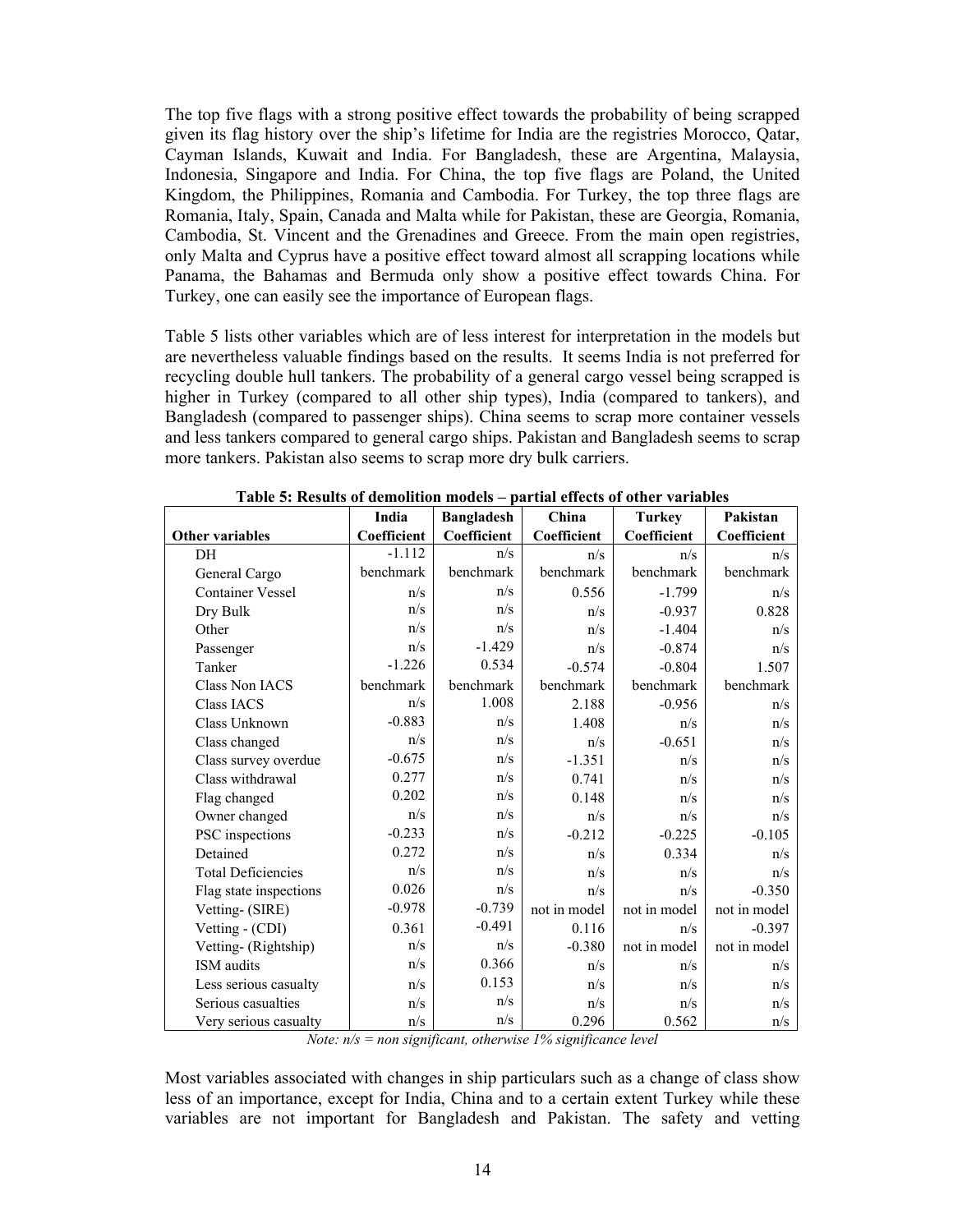The top five flags with a strong positive effect towards the probability of being scrapped given its flag history over the ship's lifetime for India are the registries Morocco, Qatar, Cayman Islands, Kuwait and India. For Bangladesh, these are Argentina, Malaysia, Indonesia, Singapore and India. For China, the top five flags are Poland, the United Kingdom, the Philippines, Romania and Cambodia. For Turkey, the top three flags are Romania, Italy, Spain, Canada and Malta while for Pakistan, these are Georgia, Romania, Cambodia, St. Vincent and the Grenadines and Greece. From the main open registries, only Malta and Cyprus have a positive effect toward almost all scrapping locations while Panama, the Bahamas and Bermuda only show a positive effect towards China. For Turkey, one can easily see the importance of European flags.

Table 5 lists other variables which are of less interest for interpretation in the models but are nevertheless valuable findings based on the results. It seems India is not preferred for recycling double hull tankers. The probability of a general cargo vessel being scrapped is higher in Turkey (compared to all other ship types), India (compared to tankers), and Bangladesh (compared to passenger ships). China seems to scrap more container vessels and less tankers compared to general cargo ships. Pakistan and Bangladesh seems to scrap more tankers. Pakistan also seems to scrap more dry bulk carriers.

**Table 5: Results of demolition models – partial effects of other variables**

| | India | Bangladesh | China | Turkey | Pakistan |
|---|---|---|---|---|---|
| **Other variables** | **Coefficient** | **Coefficient** | **Coefficient** | **Coefficient** | **Coefficient** |
| DH | -1.112 | n/s | n/s | n/s | n/s |
| General Cargo | benchmark | benchmark | benchmark | benchmark | benchmark |
| Container Vessel | n/s | n/s | 0.556 | -1.799 | n/s |
| Dry Bulk | n/s | n/s | n/s | -0.937 | 0.828 |
| Other | n/s | n/s | n/s | -1.404 | n/s |
| Passenger | n/s | -1.429 | n/s | -0.874 | n/s |
| Tanker | -1.226 | 0.534 | -0.574 | -0.804 | 1.507 |
| Class Non IACS | benchmark | benchmark | benchmark | benchmark | benchmark |
| Class IACS | n/s | 1.008 | 2.188 | -0.956 | n/s |
| Class Unknown | -0.883 | n/s | 1.408 | n/s | n/s |
| Class changed | n/s | n/s | n/s | -0.651 | n/s |
| Class survey overdue | -0.675 | n/s | -1.351 | n/s | n/s |
| Class withdrawal | 0.277 | n/s | 0.741 | n/s | n/s |
| Flag changed | 0.202 | n/s | 0.148 | n/s | n/s |
| Owner changed | n/s | n/s | n/s | n/s | n/s |
| PSC inspections | -0.233 | n/s | -0.212 | -0.225 | -0.105 |
| Detained | 0.272 | n/s | n/s | 0.334 | n/s |
| Total Deficiencies | n/s | n/s | n/s | n/s | n/s |
| Flag state inspections | 0.026 | n/s | n/s | n/s | -0.350 |
| Vetting- (SIRE) | -0.978 | -0.739 | not in model | not in model | not in model |
| Vetting - (CDI) | 0.361 | -0.491 | 0.116 | n/s | -0.397 |
| Vetting- (Rightship) | n/s | n/s | -0.380 | not in model | not in model |
| ISM audits | n/s | 0.366 | n/s | n/s | n/s |
| Less serious casualty | n/s | 0.153 | n/s | n/s | n/s |
| Serious casualties | n/s | n/s | n/s | n/s | n/s |
| Very serious casualty | n/s | n/s | 0.296 | 0.562 | n/s |

*Note: n/s = non significant, otherwise 1% significance level*

Most variables associated with changes in ship particulars such as a change of class show less of an importance, except for India, China and to a certain extent Turkey while these variables are not important for Bangladesh and Pakistan. The safety and vetting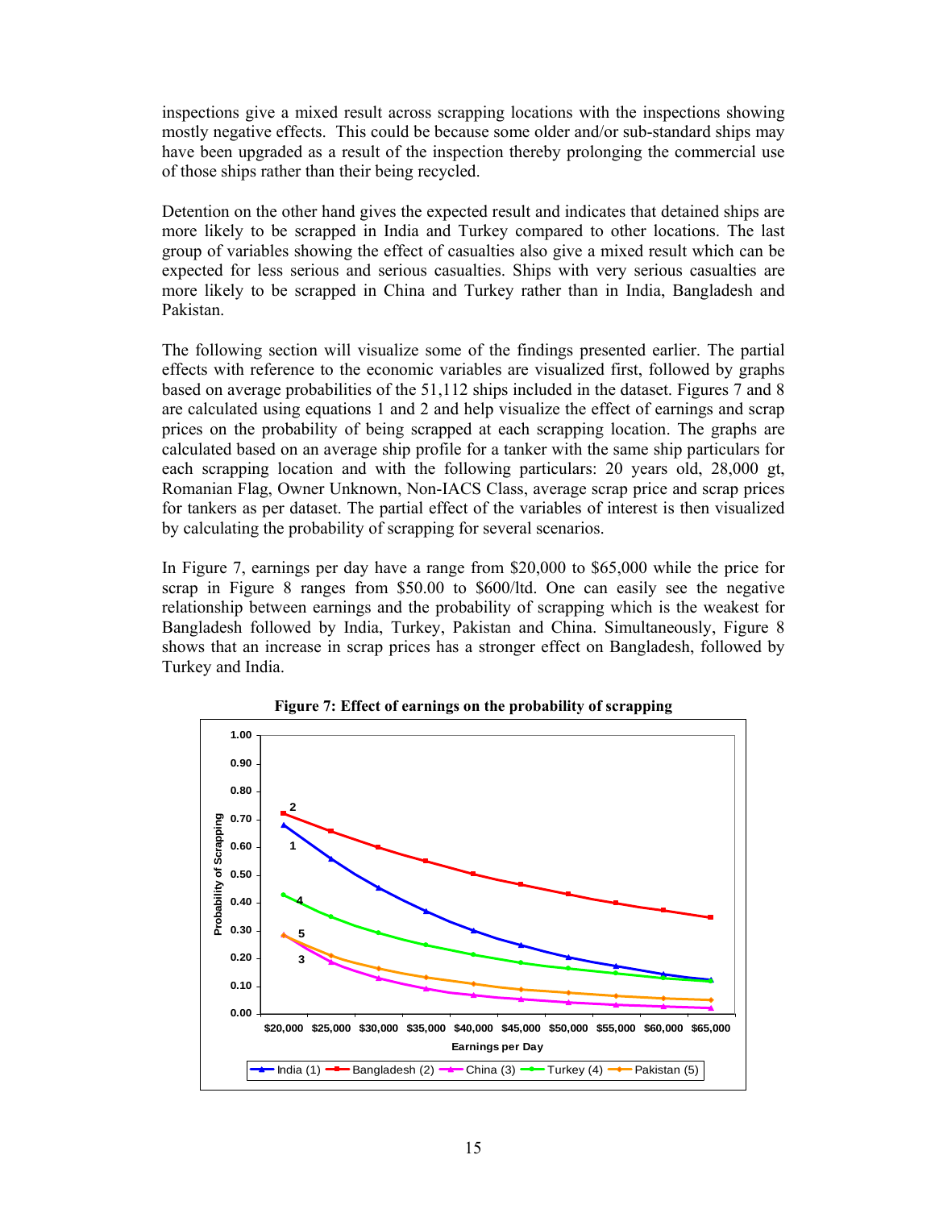inspections give a mixed result across scrapping locations with the inspections showing mostly negative effects. This could be because some older and/or sub-standard ships may have been upgraded as a result of the inspection thereby prolonging the commercial use of those ships rather than their being recycled.

Detention on the other hand gives the expected result and indicates that detained ships are more likely to be scrapped in India and Turkey compared to other locations. The last group of variables showing the effect of casualties also give a mixed result which can be expected for less serious and serious casualties. Ships with very serious casualties are more likely to be scrapped in China and Turkey rather than in India, Bangladesh and Pakistan.

The following section will visualize some of the findings presented earlier. The partial effects with reference to the economic variables are visualized first, followed by graphs based on average probabilities of the 51,112 ships included in the dataset. Figures 7 and 8 are calculated using equations 1 and 2 and help visualize the effect of earnings and scrap prices on the probability of being scrapped at each scrapping location. The graphs are calculated based on an average ship profile for a tanker with the same ship particulars for each scrapping location and with the following particulars: 20 years old, 28,000 gt, Romanian Flag, Owner Unknown, Non-IACS Class, average scrap price and scrap prices for tankers as per dataset. The partial effect of the variables of interest is then visualized by calculating the probability of scrapping for several scenarios.

In Figure 7, earnings per day have a range from $20,000 to $65,000 while the price for scrap in Figure 8 ranges from $50.00 to $600/ltd. One can easily see the negative relationship between earnings and the probability of scrapping which is the weakest for Bangladesh followed by India, Turkey, Pakistan and China. Simultaneously, Figure 8 shows that an increase in scrap prices has a stronger effect on Bangladesh, followed by Turkey and India.

**Figure 7: Effect of earnings on the probability of scrapping**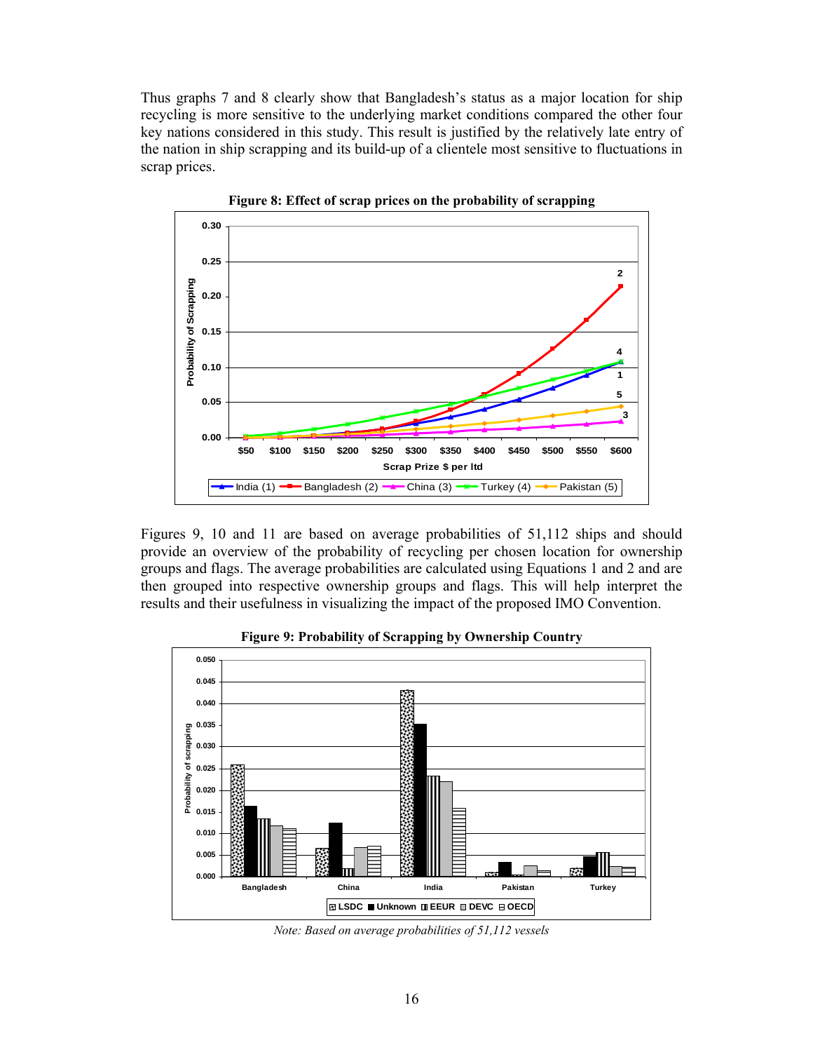Thus graphs 7 and 8 clearly show that Bangladesh's status as a major location for ship recycling is more sensitive to the underlying market conditions compared the other four key nations considered in this study. This result is justified by the relatively late entry of the nation in ship scrapping and its build-up of a clientele most sensitive to fluctuations in scrap prices.

**Figure 8: Effect of scrap prices on the probability of scrapping**

Figures 9, 10 and 11 are based on average probabilities of 51,112 ships and should provide an overview of the probability of recycling per chosen location for ownership groups and flags. The average probabilities are calculated using Equations 1 and 2 and are then grouped into respective ownership groups and flags. This will help interpret the results and their usefulness in visualizing the impact of the proposed IMO Convention.

**Figure 9: Probability of Scrapping by Ownership Country**

*Note: Based on average probabilities of 51,112 vessels*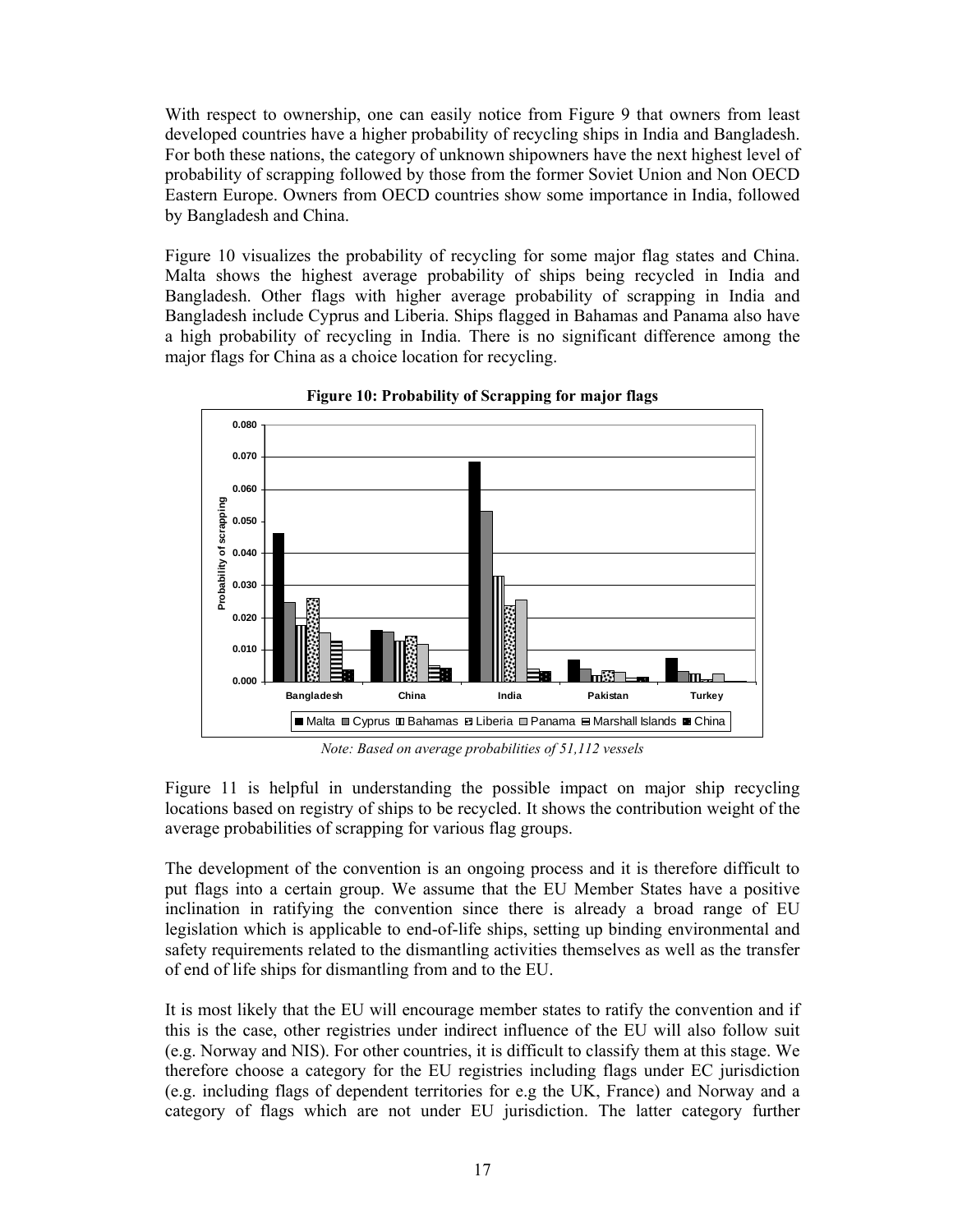With respect to ownership, one can easily notice from Figure 9 that owners from least developed countries have a higher probability of recycling ships in India and Bangladesh. For both these nations, the category of unknown shipowners have the next highest level of probability of scrapping followed by those from the former Soviet Union and Non OECD Eastern Europe. Owners from OECD countries show some importance in India, followed by Bangladesh and China.

Figure 10 visualizes the probability of recycling for some major flag states and China. Malta shows the highest average probability of ships being recycled in India and Bangladesh. Other flags with higher average probability of scrapping in India and Bangladesh include Cyprus and Liberia. Ships flagged in Bahamas and Panama also have a high probability of recycling in India. There is no significant difference among the major flags for China as a choice location for recycling.

**Figure 10: Probability of Scrapping for major flags**

*Note: Based on average probabilities of 51,112 vessels*

Figure 11 is helpful in understanding the possible impact on major ship recycling locations based on registry of ships to be recycled. It shows the contribution weight of the average probabilities of scrapping for various flag groups.

The development of the convention is an ongoing process and it is therefore difficult to put flags into a certain group. We assume that the EU Member States have a positive inclination in ratifying the convention since there is already a broad range of EU legislation which is applicable to end-of-life ships, setting up binding environmental and safety requirements related to the dismantling activities themselves as well as the transfer of end of life ships for dismantling from and to the EU.

It is most likely that the EU will encourage member states to ratify the convention and if this is the case, other registries under indirect influence of the EU will also follow suit (e.g. Norway and NIS). For other countries, it is difficult to classify them at this stage. We therefore choose a category for the EU registries including flags under EC jurisdiction (e.g. including flags of dependent territories for e.g the UK, France) and Norway and a category of flags which are not under EU jurisdiction. The latter category further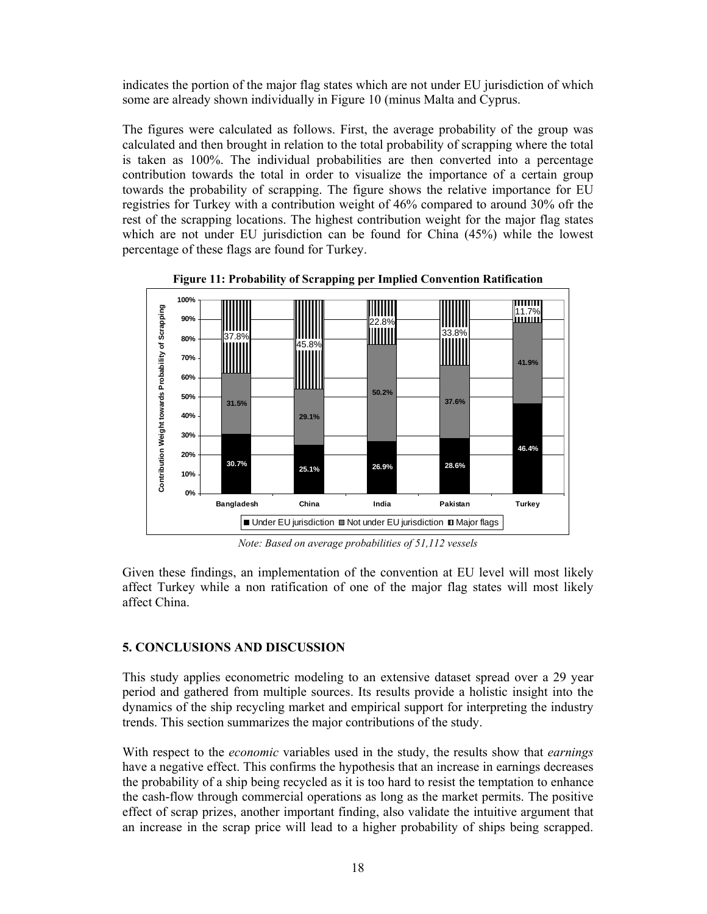indicates the portion of the major flag states which are not under EU jurisdiction of which some are already shown individually in Figure 10 (minus Malta and Cyprus.

The figures were calculated as follows. First, the average probability of the group was calculated and then brought in relation to the total probability of scrapping where the total is taken as 100%. The individual probabilities are then converted into a percentage contribution towards the total in order to visualize the importance of a certain group towards the probability of scrapping. The figure shows the relative importance for EU registries for Turkey with a contribution weight of 46% compared to around 30% ofr the rest of the scrapping locations. The highest contribution weight for the major flag states which are not under EU jurisdiction can be found for China (45%) while the lowest percentage of these flags are found for Turkey.

**Figure 11: Probability of Scrapping per Implied Convention Ratification**

| | Bangladesh | China | India | Pakistan | Turkey |
|---|---|---|---|---|---|
| Under EU jurisdiction | 30.7% | 25.1% | 26.9% | 28.6% | 46.4% |
| Not under EU jurisdiction | 31.5% | 29.1% | 50.2% | 37.6% | 41.9% |
| Major flags | 37.8% | 45.8% | 22.8% | 33.8% | 11.7% |

*Note: Based on average probabilities of 51,112 vessels*

Given these findings, an implementation of the convention at EU level will most likely affect Turkey while a non ratification of one of the major flag states will most likely affect China.

## 5. CONCLUSIONS AND DISCUSSION

This study applies econometric modeling to an extensive dataset spread over a 29 year period and gathered from multiple sources. Its results provide a holistic insight into the dynamics of the ship recycling market and empirical support for interpreting the industry trends. This section summarizes the major contributions of the study.

With respect to the *economic* variables used in the study, the results show that *earnings* have a negative effect. This confirms the hypothesis that an increase in earnings decreases the probability of a ship being recycled as it is too hard to resist the temptation to enhance the cash-flow through commercial operations as long as the market permits. The positive effect of scrap prizes, another important finding, also validate the intuitive argument that an increase in the scrap price will lead to a higher probability of ships being scrapped.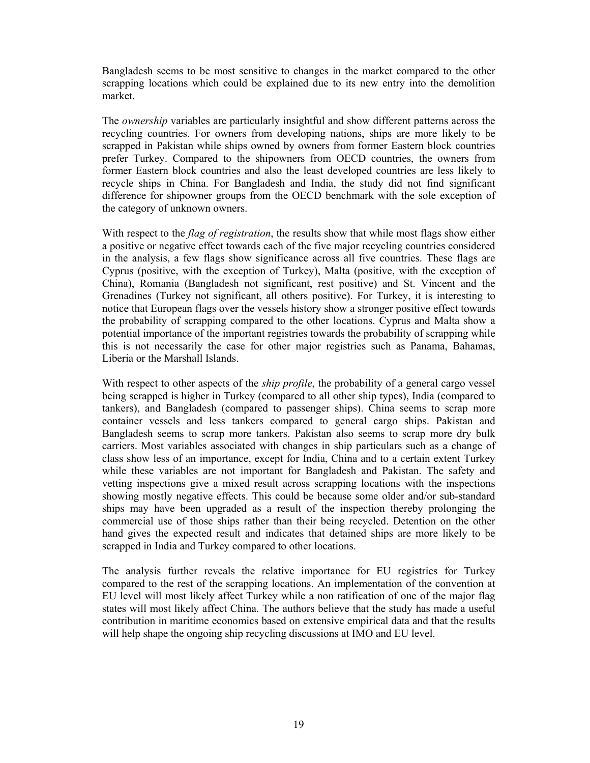Bangladesh seems to be most sensitive to changes in the market compared to the other scrapping locations which could be explained due to its new entry into the demolition market.

The *ownership* variables are particularly insightful and show different patterns across the recycling countries. For owners from developing nations, ships are more likely to be scrapped in Pakistan while ships owned by owners from former Eastern block countries prefer Turkey. Compared to the shipowners from OECD countries, the owners from former Eastern block countries and also the least developed countries are less likely to recycle ships in China. For Bangladesh and India, the study did not find significant difference for shipowner groups from the OECD benchmark with the sole exception of the category of unknown owners.

With respect to the *flag of registration*, the results show that while most flags show either a positive or negative effect towards each of the five major recycling countries considered in the analysis, a few flags show significance across all five countries. These flags are Cyprus (positive, with the exception of Turkey), Malta (positive, with the exception of China), Romania (Bangladesh not significant, rest positive) and St. Vincent and the Grenadines (Turkey not significant, all others positive). For Turkey, it is interesting to notice that European flags over the vessels history show a stronger positive effect towards the probability of scrapping compared to the other locations. Cyprus and Malta show a potential importance of the important registries towards the probability of scrapping while this is not necessarily the case for other major registries such as Panama, Bahamas, Liberia or the Marshall Islands.

With respect to other aspects of the *ship profile*, the probability of a general cargo vessel being scrapped is higher in Turkey (compared to all other ship types), India (compared to tankers), and Bangladesh (compared to passenger ships). China seems to scrap more container vessels and less tankers compared to general cargo ships. Pakistan and Bangladesh seems to scrap more tankers. Pakistan also seems to scrap more dry bulk carriers. Most variables associated with changes in ship particulars such as a change of class show less of an importance, except for India, China and to a certain extent Turkey while these variables are not important for Bangladesh and Pakistan. The safety and vetting inspections give a mixed result across scrapping locations with the inspections showing mostly negative effects. This could be because some older and/or sub-standard ships may have been upgraded as a result of the inspection thereby prolonging the commercial use of those ships rather than their being recycled. Detention on the other hand gives the expected result and indicates that detained ships are more likely to be scrapped in India and Turkey compared to other locations.

The analysis further reveals the relative importance for EU registries for Turkey compared to the rest of the scrapping locations. An implementation of the convention at EU level will most likely affect Turkey while a non ratification of one of the major flag states will most likely affect China. The authors believe that the study has made a useful contribution in maritime economics based on extensive empirical data and that the results will help shape the ongoing ship recycling discussions at IMO and EU level.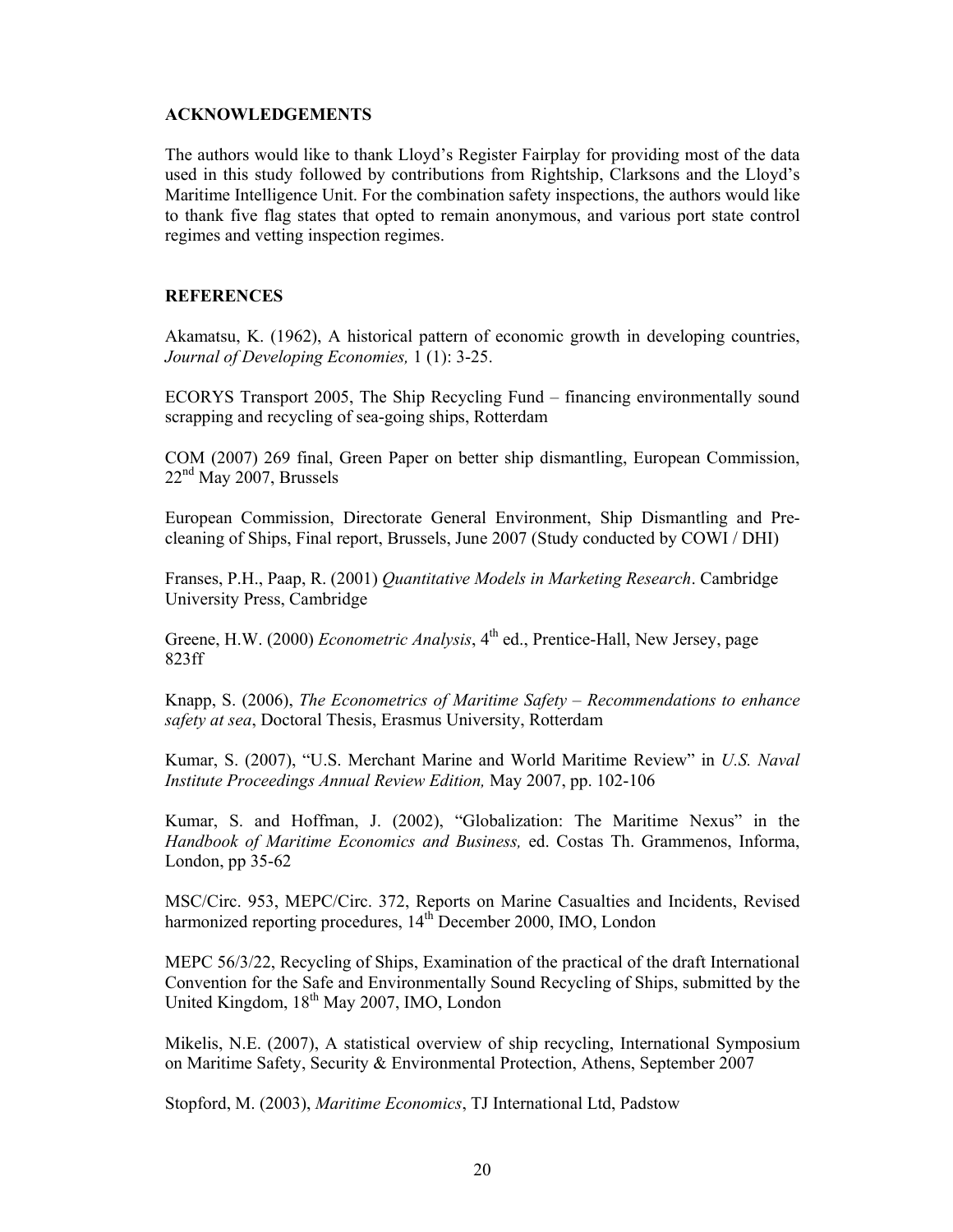## ACKNOWLEDGEMENTS

The authors would like to thank Lloyd's Register Fairplay for providing most of the data used in this study followed by contributions from Rightship, Clarksons and the Lloyd's Maritime Intelligence Unit. For the combination safety inspections, the authors would like to thank five flag states that opted to remain anonymous, and various port state control regimes and vetting inspection regimes.

## REFERENCES

Akamatsu, K. (1962), A historical pattern of economic growth in developing countries, *Journal of Developing Economies,* 1 (1): 3-25.

ECORYS Transport 2005, The Ship Recycling Fund – financing environmentally sound scrapping and recycling of sea-going ships, Rotterdam

COM (2007) 269 final, Green Paper on better ship dismantling, European Commission, 22nd May 2007, Brussels

European Commission, Directorate General Environment, Ship Dismantling and Pre-cleaning of Ships, Final report, Brussels, June 2007 (Study conducted by COWI / DHI)

Franses, P.H., Paap, R. (2001) *Quantitative Models in Marketing Research*. Cambridge University Press, Cambridge

Greene, H.W. (2000) *Econometric Analysis*, 4th ed., Prentice-Hall, New Jersey, page 823ff

Knapp, S. (2006), *The Econometrics of Maritime Safety – Recommendations to enhance safety at sea*, Doctoral Thesis, Erasmus University, Rotterdam

Kumar, S. (2007), "U.S. Merchant Marine and World Maritime Review" in *U.S. Naval Institute Proceedings Annual Review Edition,* May 2007, pp. 102-106

Kumar, S. and Hoffman, J. (2002), "Globalization: The Maritime Nexus" in the *Handbook of Maritime Economics and Business,* ed. Costas Th. Grammenos, Informa, London, pp 35-62

MSC/Circ. 953, MEPC/Circ. 372, Reports on Marine Casualties and Incidents, Revised harmonized reporting procedures, 14th December 2000, IMO, London

MEPC 56/3/22, Recycling of Ships, Examination of the practical of the draft International Convention for the Safe and Environmentally Sound Recycling of Ships, submitted by the United Kingdom, 18th May 2007, IMO, London

Mikelis, N.E. (2007), A statistical overview of ship recycling, International Symposium on Maritime Safety, Security & Environmental Protection, Athens, September 2007

Stopford, M. (2003), *Maritime Economics*, TJ International Ltd, Padstow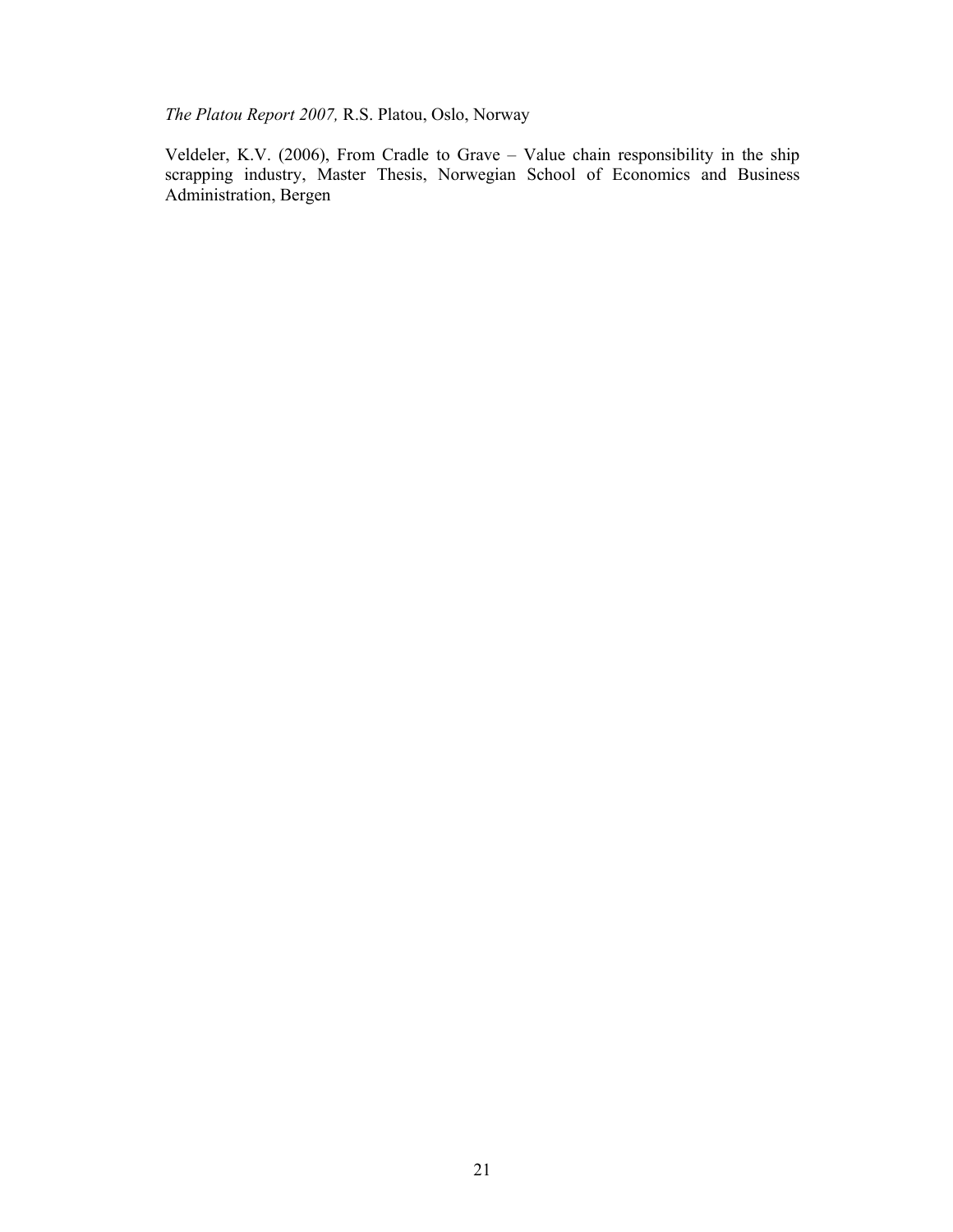*The Platou Report 2007,* R.S. Platou, Oslo, Norway

Veldeler, K.V. (2006), From Cradle to Grave – Value chain responsibility in the ship scrapping industry, Master Thesis, Norwegian School of Economics and Business Administration, Bergen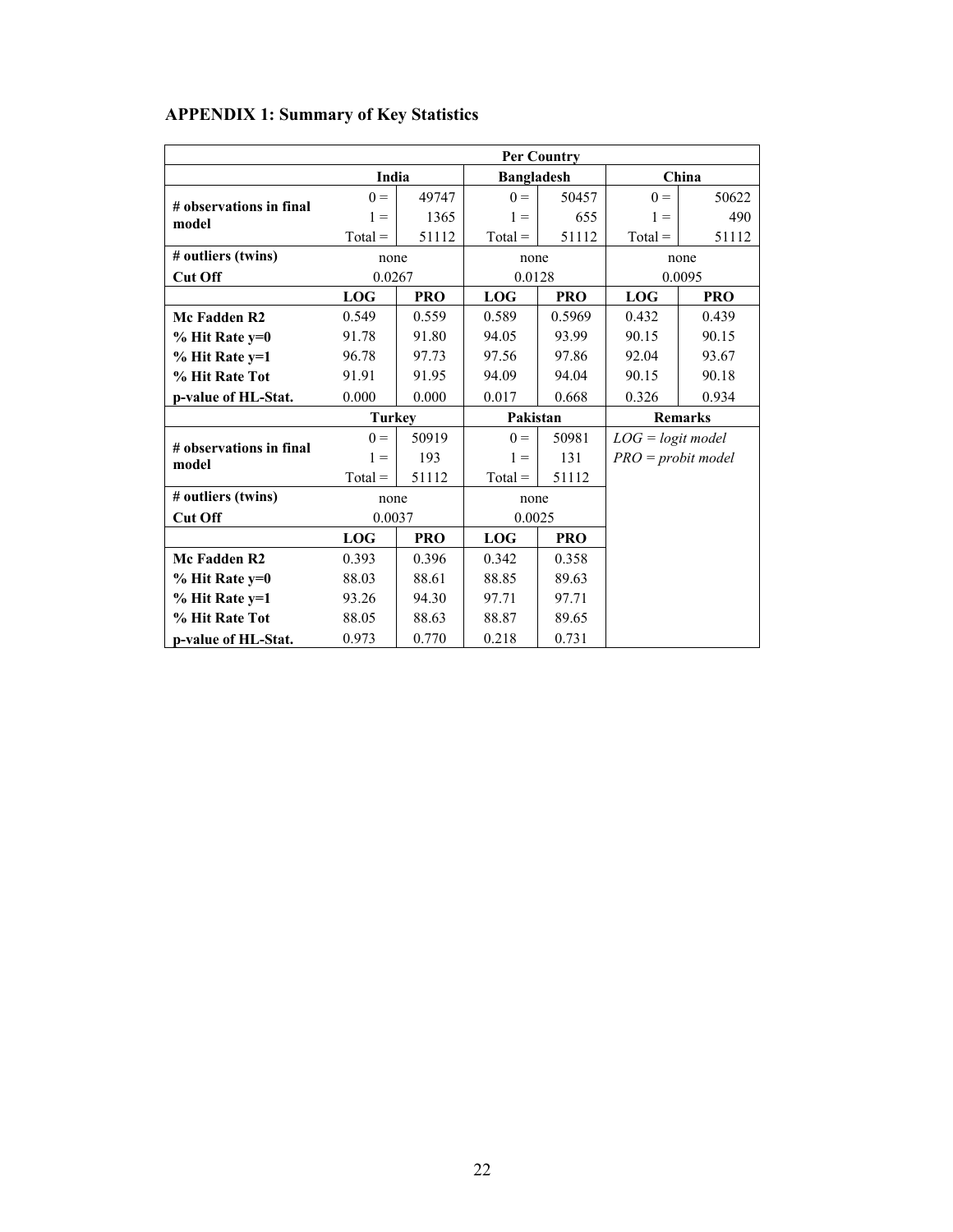## APPENDIX 1: Summary of Key Statistics

| | Per Country | | | | | |
|---|---|---|---|---|---|---|
| | India | | Bangladesh | | China | |
| # observations in final model | 0 = | 49747 | 0 = | 50457 | 0 = | 50622 |
| | 1 = | 1365 | 1 = | 655 | 1 = | 490 |
| | Total = | 51112 | Total = | 51112 | Total = | 51112 |
| # outliers (twins) | none | | none | | none | |
| Cut Off | 0.0267 | | 0.0128 | | 0.0095 | |
| | LOG | PRO | LOG | PRO | LOG | PRO |
| Mc Fadden R2 | 0.549 | 0.559 | 0.589 | 0.5969 | 0.432 | 0.439 |
| % Hit Rate y=0 | 91.78 | 91.80 | 94.05 | 93.99 | 90.15 | 90.15 |
| % Hit Rate y=1 | 96.78 | 97.73 | 97.56 | 97.86 | 92.04 | 93.67 |
| % Hit Rate Tot | 91.91 | 91.95 | 94.09 | 94.04 | 90.15 | 90.18 |
| p-value of HL-Stat. | 0.000 | 0.000 | 0.017 | 0.668 | 0.326 | 0.934 |
| | Turkey | | Pakistan | | Remarks | |
| # observations in final model | 0 = | 50919 | 0 = | 50981 | *LOG = logit model* | |
| | 1 = | 193 | 1 = | 131 | *PRO = probit model* | |
| | Total = | 51112 | Total = | 51112 | | |
| # outliers (twins) | none | | none | | | |
| Cut Off | 0.0037 | | 0.0025 | | | |
| | LOG | PRO | LOG | PRO | | |
| Mc Fadden R2 | 0.393 | 0.396 | 0.342 | 0.358 | | |
| % Hit Rate y=0 | 88.03 | 88.61 | 88.85 | 89.63 | | |
| % Hit Rate y=1 | 93.26 | 94.30 | 97.71 | 97.71 | | |
| % Hit Rate Tot | 88.05 | 88.63 | 88.87 | 89.65 | | |
| p-value of HL-Stat. | 0.973 | 0.770 | 0.218 | 0.731 | | |